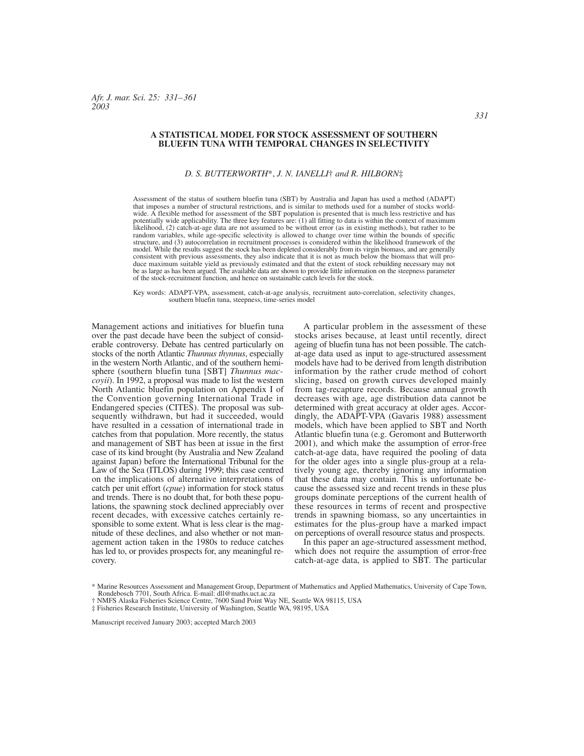# A STATISTICAL MODEL FOR STOCK ASSESSMENT OF SOUTHERN BLUEFIN TUNA WITH TEMPORAL CHANGES IN SELECTIVITY

*D. S. BUTTERWORTH*\*, *J. N. IANELLI*† *and R. HILBORN*‡

Assessment of the status of southern bluefin tuna (SBT) by Australia and Japan has used a method (ADAPT) that imposes a number of structural restrictions, and is similar to methods used for a number of stocks worldwide. A flexible method for assessment of the SBT population is presented that is much less restrictive and has potentially wide applicability. The three key features are: (1) all fitting to data is within the context of maximum likelihood, (2) catch-at-age data are not assumed to be without error (as in existing methods), but rather to be random variables, while age-specific selectivity is allowed to change over time within the bounds of specific structure, and (3) autocorrelation in recruitment processes is considered within the likelihood framework of the model. While the results suggest the stock has been depleted considerably from its virgin biomass, and are generally consistent with previous assessments, they also indicate that it is not as much below the biomass that will produce maximum suitable yield as previously estimated and that the extent of stock rebuilding necessary may not be as large as has been argued. The available data are shown to provide little information on the steepness parameter of the stock-recruitment function, and hence on sustainable catch levels for the stock.

Key words: ADAPT-VPA, assessment, catch-at-age analysis, recruitment auto-correlation, selectivity changes, southern bluefin tuna, steepness, time-series model

Management actions and initiatives for bluefin tuna over the past decade have been the subject of considerable controversy. Debate has centred particularly on stocks of the north Atlantic *Thunnus thynnus*, especially in the western North Atlantic, and of the southern hemisphere (southern bluefin tuna [SBT] *Thunnus maccoyii*). In 1992, a proposal was made to list the western North Atlantic bluefin population on Appendix I of the Convention governing International Trade in Endangered species (CITES). The proposal was subsequently withdrawn, but had it succeeded, would have resulted in a cessation of international trade in catches from that population. More recently, the status and management of SBT has been at issue in the first case of its kind brought (by Australia and New Zealand against Japan) before the International Tribunal for the Law of the Sea (ITLOS) during 1999; this case centred on the implications of alternative interpretations of catch per unit effort (*cpue*) information for stock status and trends. There is no doubt that, for both these populations, the spawning stock declined appreciably over recent decades, with excessive catches certainly responsible to some extent. What is less clear is the magnitude of these declines, and also whether or not management action taken in the 1980s to reduce catches has led to, or provides prospects for, any meaningful recovery.

A particular problem in the assessment of these stocks arises because, at least until recently, direct ageing of bluefin tuna has not been possible. The catch-at-age data used as input to age-structured assessment models have had to be derived from length distribution information by the rather crude method of cohort slicing, based on growth curves developed mainly from tag-recapture records. Because annual growth decreases with age, age distribution data cannot be determined with great accuracy at older ages. Accordingly, the ADAPT-VPA (Gavaris 1988) assessment models, which have been applied to SBT and North Atlantic bluefin tuna (e.g. Geromont and Butterworth 2001), and which make the assumption of error-free catch-at-age data, have required the pooling of data for the older ages into a single plus-group at a relatively young age, thereby ignoring any information that these data may contain. This is unfortunate because the assessed size and recent trends in these plus groups dominate perceptions of the current health of these resources in terms of recent and prospective trends in spawning biomass, so any uncertainties in estimates for the plus-group have a marked impact on perceptions of overall resource status and prospects.

In this paper an age-structured assessment method, which does not require the assumption of error-free catch-at-age data, is applied to SBT. The particular

\* Marine Resources Assessment and Management Group, Department of Mathematics and Applied Mathematics, University of Cape Town, Rondebosch 7701, South Africa. E-mail: dll@maths.uct.ac.za
† NMFS Alaska Fisheries Science Centre, 7600 Sand Point Way NE, Seattle WA 98115, USA
‡ Fisheries Research Institute, University of Washington, Seattle WA, 98195, USA

Manuscript received January 2003; accepted March 2003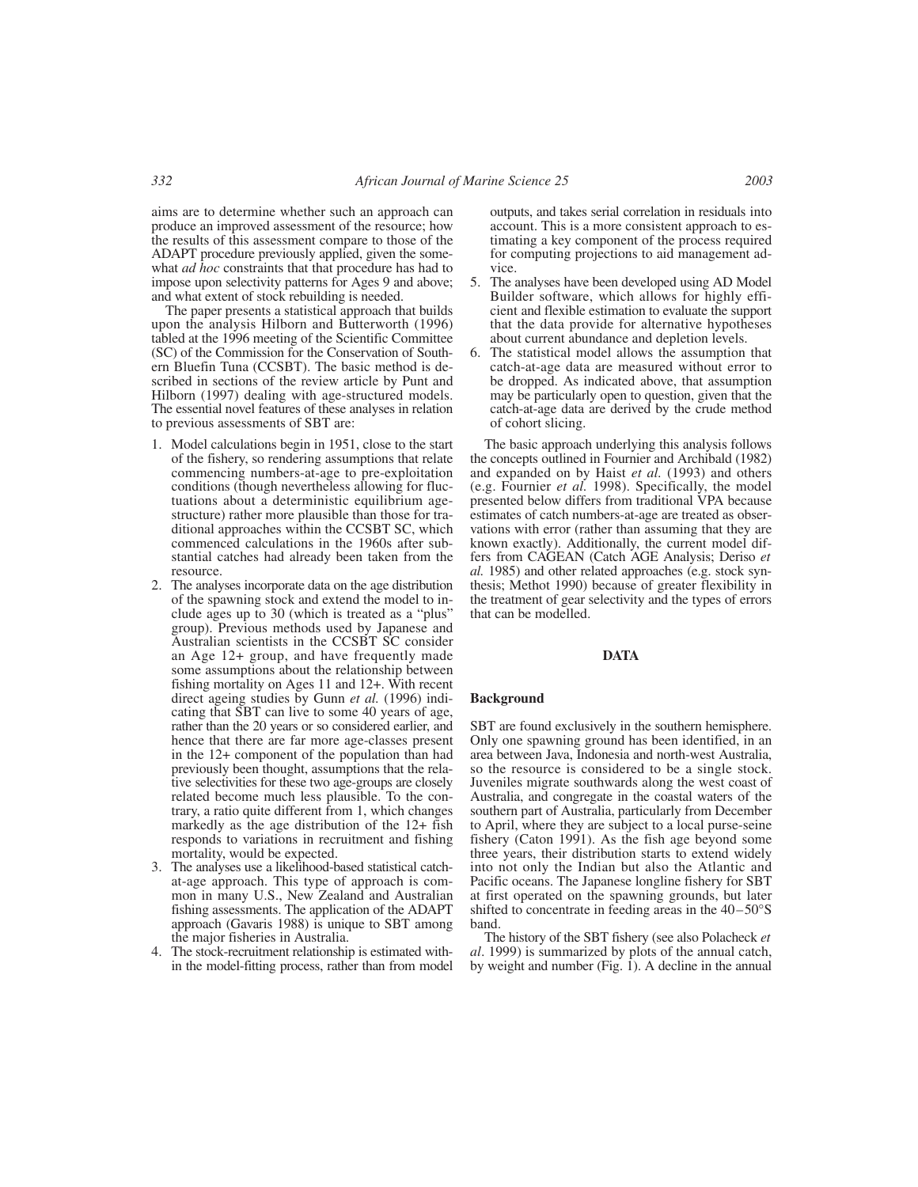aims are to determine whether such an approach can produce an improved assessment of the resource; how the results of this assessment compare to those of the ADAPT procedure previously applied, given the somewhat *ad hoc* constraints that that procedure has had to impose upon selectivity patterns for Ages 9 and above; and what extent of stock rebuilding is needed.

The paper presents a statistical approach that builds upon the analysis Hilborn and Butterworth (1996) tabled at the 1996 meeting of the Scientific Committee (SC) of the Commission for the Conservation of Southern Bluefin Tuna (CCSBT). The basic method is described in sections of the review article by Punt and Hilborn (1997) dealing with age-structured models. The essential novel features of these analyses in relation to previous assessments of SBT are:

1. Model calculations begin in 1951, close to the start of the fishery, so rendering assumptions that relate commencing numbers-at-age to pre-exploitation conditions (though nevertheless allowing for fluctuations about a deterministic equilibrium age-structure) rather more plausible than those for traditional approaches within the CCSBT SC, which commenced calculations in the 1960s after substantial catches had already been taken from the resource.
2. The analyses incorporate data on the age distribution of the spawning stock and extend the model to include ages up to 30 (which is treated as a "plus" group). Previous methods used by Japanese and Australian scientists in the CCSBT SC consider an Age 12+ group, and have frequently made some assumptions about the relationship between fishing mortality on Ages 11 and 12+. With recent direct ageing studies by Gunn *et al.* (1996) indicating that SBT can live to some 40 years of age, rather than the 20 years or so considered earlier, and hence that there are far more age-classes present in the 12+ component of the population than had previously been thought, assumptions that the relative selectivities for these two age-groups are closely related become much less plausible. To the contrary, a ratio quite different from 1, which changes markedly as the age distribution of the 12+ fish responds to variations in recruitment and fishing mortality, would be expected.
3. The analyses use a likelihood-based statistical catch-at-age approach. This type of approach is common in many U.S., New Zealand and Australian fishing assessments. The application of the ADAPT approach (Gavaris 1988) is unique to SBT among the major fisheries in Australia.
4. The stock-recruitment relationship is estimated within the model-fitting process, rather than from model outputs, and takes serial correlation in residuals into account. This is a more consistent approach to estimating a key component of the process required for computing projections to aid management advice.
5. The analyses have been developed using AD Model Builder software, which allows for highly efficient and flexible estimation to evaluate the support that the data provide for alternative hypotheses about current abundance and depletion levels.
6. The statistical model allows the assumption that catch-at-age data are measured without error to be dropped. As indicated above, that assumption may be particularly open to question, given that the catch-at-age data are derived by the crude method of cohort slicing.

The basic approach underlying this analysis follows the concepts outlined in Fournier and Archibald (1982) and expanded on by Haist *et al.* (1993) and others (e.g. Fournier *et al.* 1998). Specifically, the model presented below differs from traditional VPA because estimates of catch numbers-at-age are treated as observations with error (rather than assuming that they are known exactly). Additionally, the current model differs from CAGEAN (Catch AGE Analysis; Deriso *et al.* 1985) and other related approaches (e.g. stock synthesis; Methot 1990) because of greater flexibility in the treatment of gear selectivity and the types of errors that can be modelled.

## DATA

### Background

SBT are found exclusively in the southern hemisphere. Only one spawning ground has been identified, in an area between Java, Indonesia and north-west Australia, so the resource is considered to be a single stock. Juveniles migrate southwards along the west coast of Australia, and congregate in the coastal waters of the southern part of Australia, particularly from December to April, where they are subject to a local purse-seine fishery (Caton 1991). As the fish age beyond some three years, their distribution starts to extend widely into not only the Indian but also the Atlantic and Pacific oceans. The Japanese longline fishery for SBT at first operated on the spawning grounds, but later shifted to concentrate in feeding areas in the 40–50°S band.

The history of the SBT fishery (see also Polacheck *et al*. 1999) is summarized by plots of the annual catch, by weight and number (Fig. 1). A decline in the annual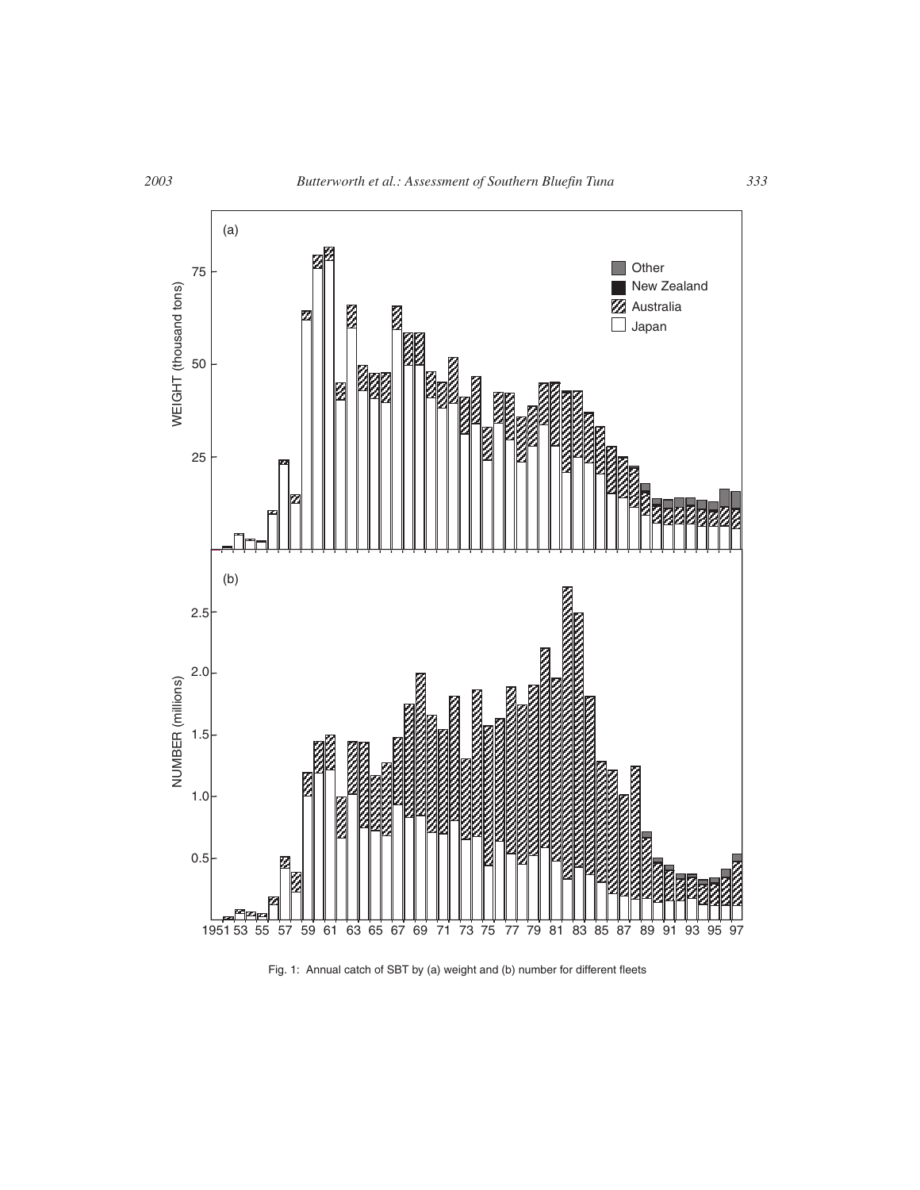Fig. 1: Annual catch of SBT by (a) weight and (b) number for different fleets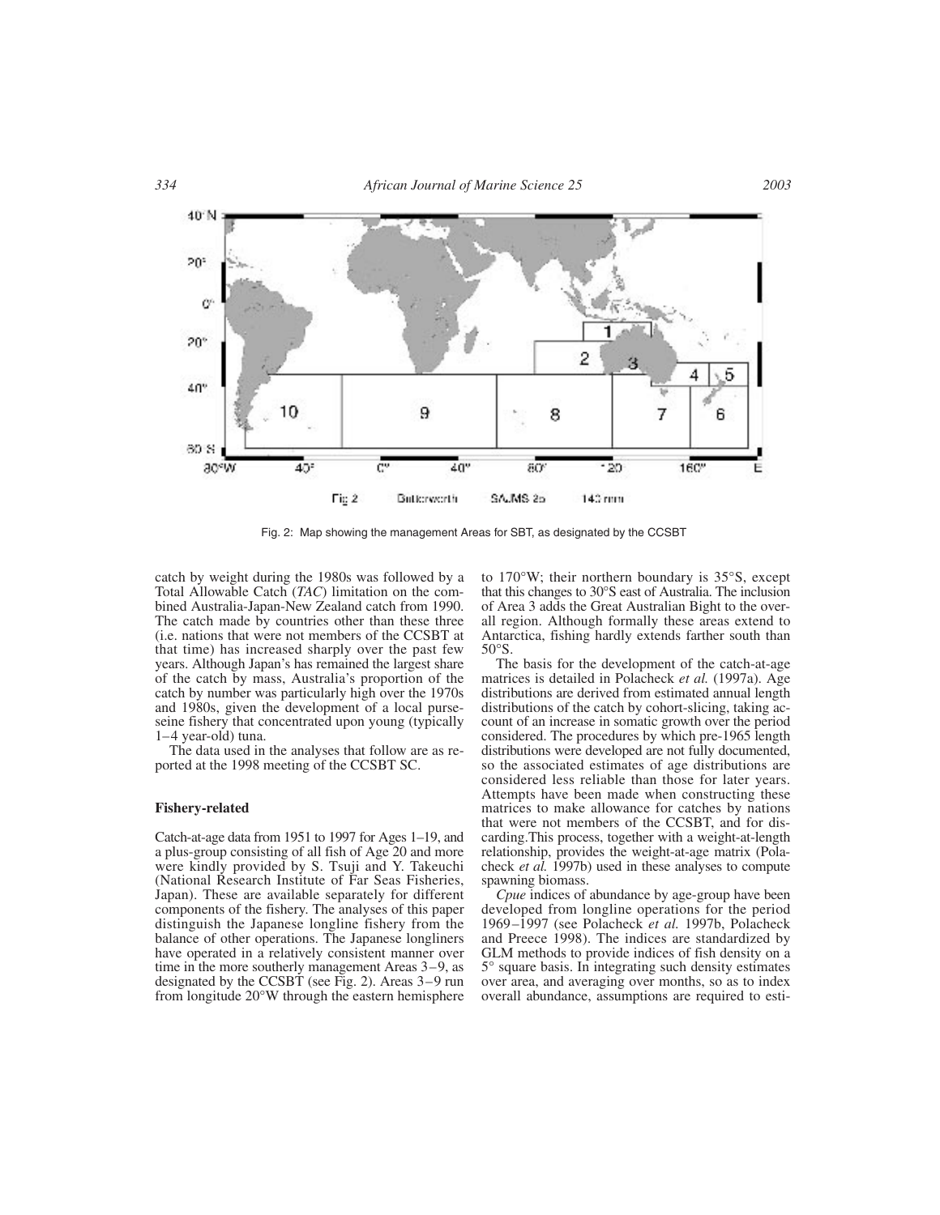Fig. 2: Map showing the management Areas for SBT, as designated by the CCSBT

catch by weight during the 1980s was followed by a Total Allowable Catch (*TAC*) limitation on the combined Australia-Japan-New Zealand catch from 1990. The catch made by countries other than these three (i.e. nations that were not members of the CCSBT at that time) has increased sharply over the past few years. Although Japan's has remained the largest share of the catch by mass, Australia's proportion of the catch by number was particularly high over the 1970s and 1980s, given the development of a local purse-seine fishery that concentrated upon young (typically 1–4 year-old) tuna.

The data used in the analyses that follow are as reported at the 1998 meeting of the CCSBT SC.

### Fishery-related

Catch-at-age data from 1951 to 1997 for Ages 1–19, and a plus-group consisting of all fish of Age 20 and more were kindly provided by S. Tsuji and Y. Takeuchi (National Research Institute of Far Seas Fisheries, Japan). These are available separately for different components of the fishery. The analyses of this paper distinguish the Japanese longline fishery from the balance of other operations. The Japanese longliners have operated in a relatively consistent manner over time in the more southerly management Areas 3–9, as designated by the CCSBT (see Fig. 2). Areas 3–9 run from longitude 20°W through the eastern hemisphere to 170°W; their northern boundary is 35°S, except that this changes to 30°S east of Australia. The inclusion of Area 3 adds the Great Australian Bight to the overall region. Although formally these areas extend to Antarctica, fishing hardly extends farther south than 50°S.

The basis for the development of the catch-at-age matrices is detailed in Polacheck *et al.* (1997a). Age distributions are derived from estimated annual length distributions of the catch by cohort-slicing, taking account of an increase in somatic growth over the period considered. The procedures by which pre-1965 length distributions were developed are not fully documented, so the associated estimates of age distributions are considered less reliable than those for later years. Attempts have been made when constructing these matrices to make allowance for catches by nations that were not members of the CCSBT, and for discarding. This process, together with a weight-at-length relationship, provides the weight-at-age matrix (Polacheck *et al.* 1997b) used in these analyses to compute spawning biomass.

*Cpue* indices of abundance by age-group have been developed from longline operations for the period 1969–1997 (see Polacheck *et al.* 1997b, Polacheck and Preece 1998). The indices are standardized by GLM methods to provide indices of fish density on a 5° square basis. In integrating such density estimates over area, and averaging over months, so as to index overall abundance, assumptions are required to esti-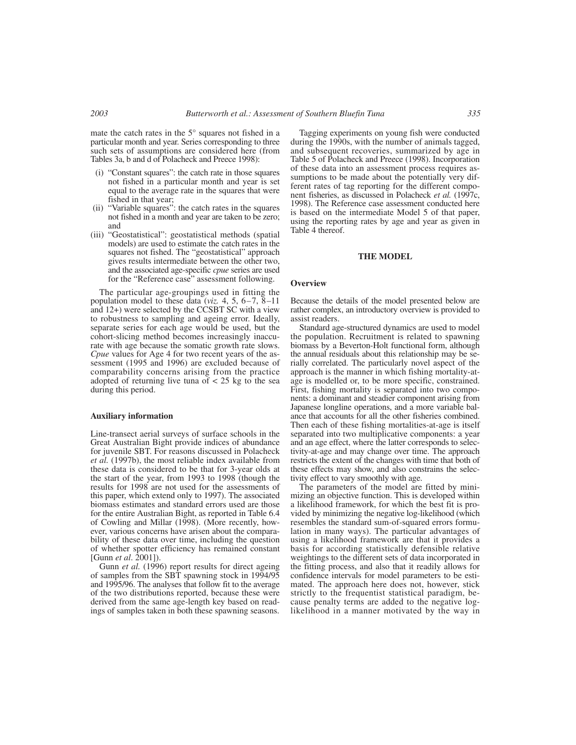mate the catch rates in the 5° squares not fished in a particular month and year. Series corresponding to three such sets of assumptions are considered here (from Tables 3a, b and d of Polacheck and Preece 1998):

(i) "Constant squares": the catch rate in those squares not fished in a particular month and year is set equal to the average rate in the squares that were fished in that year;
(ii) "Variable squares": the catch rates in the squares not fished in a month and year are taken to be zero; and
(iii) "Geostatistical": geostatistical methods (spatial models) are used to estimate the catch rates in the squares not fished. The "geostatistical" approach gives results intermediate between the other two, and the associated age-specific *cpue* series are used for the "Reference case" assessment following.

The particular age-groupings used in fitting the population model to these data (*viz.* 4, 5, 6–7, 8–11 and 12+) were selected by the CCSBT SC with a view to robustness to sampling and ageing error. Ideally, separate series for each age would be used, but the cohort-slicing method becomes increasingly inaccurate with age because the somatic growth rate slows. *Cpue* values for Age 4 for two recent years of the assessment (1995 and 1996) are excluded because of comparability concerns arising from the practice adopted of returning live tuna of < 25 kg to the sea during this period.

### Auxiliary information

Line-transect aerial surveys of surface schools in the Great Australian Bight provide indices of abundance for juvenile SBT. For reasons discussed in Polacheck *et al.* (1997b), the most reliable index available from these data is considered to be that for 3-year olds at the start of the year, from 1993 to 1998 (though the results for 1998 are not used for the assessments of this paper, which extend only to 1997). The associated biomass estimates and standard errors used are those for the entire Australian Bight, as reported in Table 6.4 of Cowling and Millar (1998). (More recently, however, various concerns have arisen about the comparability of these data over time, including the question of whether spotter efficiency has remained constant [Gunn *et al*. 2001]).

Gunn *et al.* (1996) report results for direct ageing of samples from the SBT spawning stock in 1994/95 and 1995/96. The analyses that follow fit to the average of the two distributions reported, because these were derived from the same age-length key based on readings of samples taken in both these spawning seasons.

Tagging experiments on young fish were conducted during the 1990s, with the number of animals tagged, and subsequent recoveries, summarized by age in Table 5 of Polacheck and Preece (1998). Incorporation of these data into an assessment process requires assumptions to be made about the potentially very different rates of tag reporting for the different component fisheries, as discussed in Polacheck *et al.* (1997c, 1998). The Reference case assessment conducted here is based on the intermediate Model 5 of that paper, using the reporting rates by age and year as given in Table 4 thereof.

## THE MODEL

### Overview

Because the details of the model presented below are rather complex, an introductory overview is provided to assist readers.

Standard age-structured dynamics are used to model the population. Recruitment is related to spawning biomass by a Beverton-Holt functional form, although the annual residuals about this relationship may be serially correlated. The particularly novel aspect of the approach is the manner in which fishing mortality-at-age is modelled or, to be more specific, constrained. First, fishing mortality is separated into two components: a dominant and steadier component arising from Japanese longline operations, and a more variable balance that accounts for all the other fisheries combined. Then each of these fishing mortalities-at-age is itself separated into two multiplicative components: a year and an age effect, where the latter corresponds to selectivity-at-age and may change over time. The approach restricts the extent of the changes with time that both of these effects may show, and also constrains the selectivity effect to vary smoothly with age.

The parameters of the model are fitted by minimizing an objective function. This is developed within a likelihood framework, for which the best fit is provided by minimizing the negative log-likelihood (which resembles the standard sum-of-squared errors formulation in many ways). The particular advantages of using a likelihood framework are that it provides a basis for according statistically defensible relative weightings to the different sets of data incorporated in the fitting process, and also that it readily allows for confidence intervals for model parameters to be estimated. The approach here does not, however, stick strictly to the frequentist statistical paradigm, because penalty terms are added to the negative log-likelihood in a manner motivated by the way in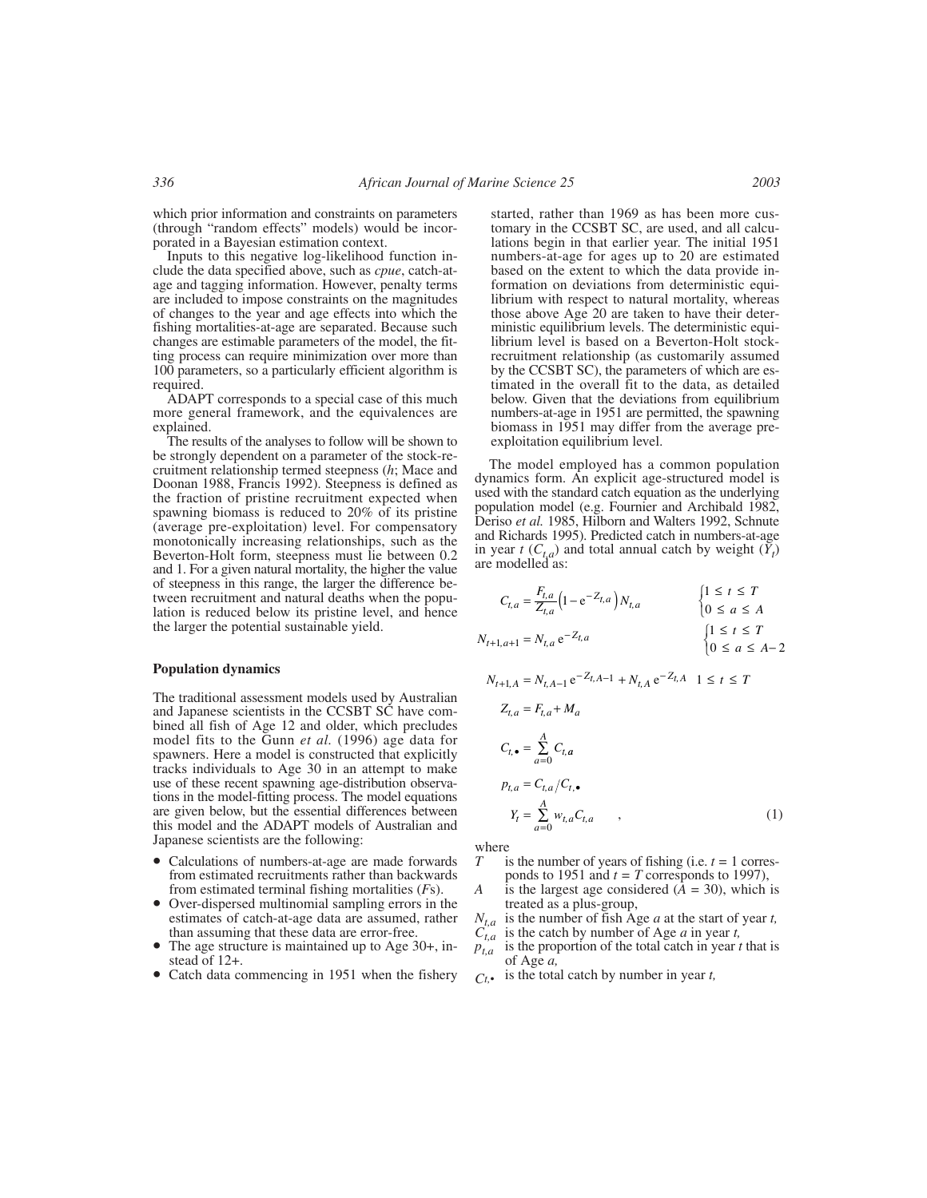which prior information and constraints on parameters (through "random effects" models) would be incorporated in a Bayesian estimation context.

Inputs to this negative log-likelihood function include the data specified above, such as *cpue*, catch-at-age and tagging information. However, penalty terms are included to impose constraints on the magnitudes of changes to the year and age effects into which the fishing mortalities-at-age are separated. Because such changes are estimable parameters of the model, the fitting process can require minimization over more than 100 parameters, so a particularly efficient algorithm is required.

ADAPT corresponds to a special case of this much more general framework, and the equivalences are explained.

The results of the analyses to follow will be shown to be strongly dependent on a parameter of the stock-recruitment relationship termed steepness ($h$; Mace and Doonan 1988, Francis 1992). Steepness is defined as the fraction of pristine recruitment expected when spawning biomass is reduced to 20% of its pristine (average pre-exploitation) level. For compensatory monotonically increasing relationships, such as the Beverton-Holt form, steepness must lie between 0.2 and 1. For a given natural mortality, the higher the value of steepness in this range, the larger the difference between recruitment and natural deaths when the population is reduced below its pristine level, and hence the larger the potential sustainable yield.

### Population dynamics

The traditional assessment models used by Australian and Japanese scientists in the CCSBT SC have combined all fish of Age 12 and older, which precludes model fits to the Gunn *et al.* (1996) age data for spawners. Here a model is constructed that explicitly tracks individuals to Age 30 in an attempt to make use of these recent spawning age-distribution observations in the model-fitting process. The model equations are given below, but the essential differences between this model and the ADAPT models of Australian and Japanese scientists are the following:

- Calculations of numbers-at-age are made forwards from estimated recruitments rather than backwards from estimated terminal fishing mortalities ($F$s).
- Over-dispersed multinomial sampling errors in the estimates of catch-at-age data are assumed, rather than assuming that these data are error-free.
- The age structure is maintained up to Age 30+, instead of 12+.
- Catch data commencing in 1951 when the fishery started, rather than 1969 as has been more customary in the CCSBT SC, are used, and all calculations begin in that earlier year. The initial 1951 numbers-at-age for ages up to 20 are estimated based on the extent to which the data provide information on deviations from deterministic equilibrium with respect to natural mortality, whereas those above Age 20 are taken to have their deterministic equilibrium levels. The deterministic equilibrium level is based on a Beverton-Holt stock-recruitment relationship (as customarily assumed by the CCSBT SC), the parameters of which are estimated in the overall fit to the data, as detailed below. Given that the deviations from equilibrium numbers-at-age in 1951 are permitted, the spawning biomass in 1951 may differ from the average pre-exploitation equilibrium level.

The model employed has a common population dynamics form. An explicit age-structured model is used with the standard catch equation as the underlying population model (e.g. Fournier and Archibald 1982, Deriso *et al.* 1985, Hilborn and Walters 1992, Schnute and Richards 1995). Predicted catch in numbers-at-age in year $t$ ($C_{t,a}$) and total annual catch by weight ($Y_t$) are modelled as:

$$
\begin{aligned}
C_{t,a} &= \frac{F_{t,a}}{Z_{t,a}}\left(1 - e^{-Z_{t,a}}\right) N_{t,a} \qquad && \begin{cases} 1 \le t \le T \\ 0 \le a \le A \end{cases} \\
N_{t+1,a+1} &= N_{t,a}\, e^{-Z_{t,a}} && \begin{cases} 1 \le t \le T \\ 0 \le a \le A-2 \end{cases} \\
N_{t+1,A} &= N_{t,A-1}\, e^{-Z_{t,A-1}} + N_{t,A}\, e^{-Z_{t,A}} && 1 \le t \le T \\
Z_{t,a} &= F_{t,a} + M_a \\
C_{t,\bullet} &= \sum_{a=0}^{A} C_{t,a} \\
p_{t,a} &= C_{t,a} / C_{t,\bullet} \\
Y_t &= \sum_{a=0}^{A} w_{t,a} C_{t,a} \qquad ,
\end{aligned}
\tag{1}
$$

where

- $T$ is the number of years of fishing (i.e. $t = 1$ corresponds to 1951 and $t = T$ corresponds to 1997),
- $A$ is the largest age considered ($A = 30$), which is treated as a plus-group,
- $N_{t,a}$ is the number of fish Age $a$ at the start of year $t$,
- $C_{t,a}$ is the catch by number of Age $a$ in year $t$,
- $p_{t,a}$ is the proportion of the total catch in year $t$ that is of Age $a$,
- $C_{t,\bullet}$ is the total catch by number in year $t$,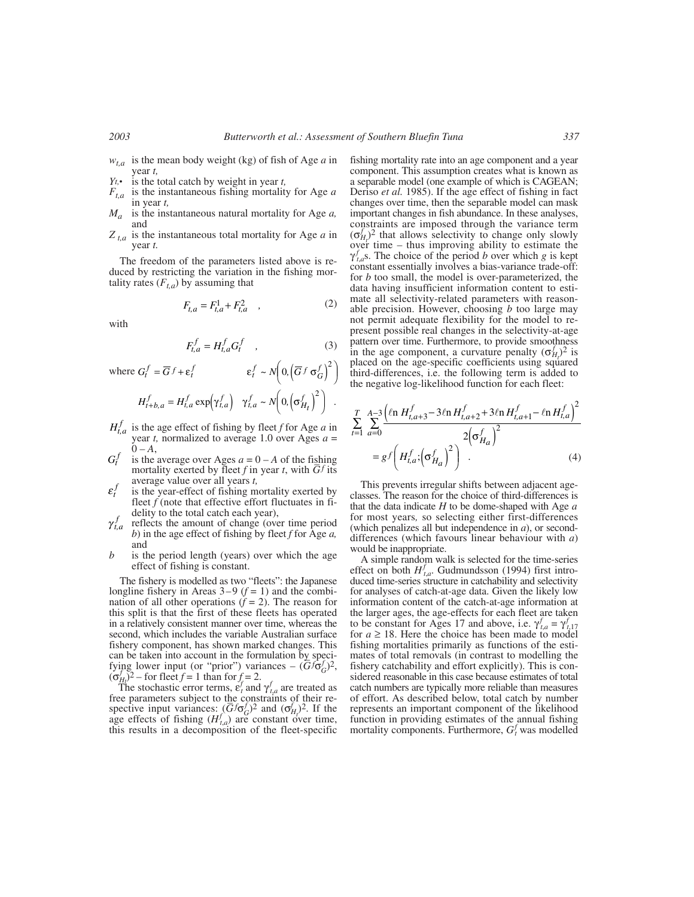$w_{t,a}$ is the mean body weight (kg) of fish of Age $a$ in year $t$,

$Y_{t,\bullet}$ is the total catch by weight in year $t$,

$F_{t,a}$ is the instantaneous fishing mortality for Age $a$ in year $t$,

$M_a$ is the instantaneous natural mortality for Age $a$, and

$Z_{t,a}$ is the instantaneous total mortality for Age $a$ in year $t$.

The freedom of the parameters listed above is reduced by restricting the variation in the fishing mortality rates ($F_{t,a}$) by assuming that

$$F_{t,a} = F^1_{t,a} + F^2_{t,a} \quad , \tag{2}$$

with

$$F^f_{t,a} = H^f_{t,a} G^f_t \quad , \tag{3}$$

where $G^f_t = \overline{G}^f + \varepsilon^f_t \qquad \varepsilon^f_t \sim N\left(0, \left(\overline{G}^f \sigma^f_G\right)^2\right)$

$$H^f_{t+b,a} = H^f_{t,a} \exp\left(\gamma^f_{t,a}\right) \quad \gamma^f_{t,a} \sim N\left(0, \left(\sigma^f_{H_t}\right)^2\right) \quad .$$

$H^f_{t,a}$ is the age effect of fishing by fleet $f$ for Age $a$ in year $t$, normalized to average 1.0 over Ages $a = 0 - A$,

$G^f_t$ is the average over Ages $a = 0 - A$ of the fishing mortality exerted by fleet $f$ in year $t$, with $\overline{G}^f$ its average value over all years $t$,

$\varepsilon^f_t$ is the year-effect of fishing mortality exerted by fleet $f$ (note that effective effort fluctuates in fidelity to the total catch each year),

$\gamma^f_{t,a}$ reflects the amount of change (over time period $b$) in the age effect of fishing by fleet $f$ for Age $a$, and

$b$ is the period length (years) over which the age effect of fishing is constant.

The fishery is modelled as two "fleets": the Japanese longline fishery in Areas 3–9 ($f = 1$) and the combination of all other operations ($f = 2$). The reason for this split is that the first of these fleets has operated in a relatively consistent manner over time, whereas the second, which includes the variable Australian surface fishery component, has shown marked changes. This can be taken into account in the formulation by specifying lower input (or "prior") variances – $(\overline{G}^f\sigma^f_G)^2$, $(\sigma^f_{H_t})^2$ – for fleet $f = 1$ than for $f = 2$.

The stochastic error terms, $\varepsilon^f_t$ and $\gamma^f_{t,a}$ are treated as free parameters subject to the constraints of their respective input variances: $(\overline{G}^f\sigma^f_G)^2$ and $(\sigma^f_{H_t})^2$. If the age effects of fishing ($H^f_{t,a}$) are constant over time, this results in a decomposition of the fleet-specific fishing mortality rate into an age component and a year component. This assumption creates what is known as a separable model (one example of which is CAGEAN; Deriso *et al.* 1985). If the age effect of fishing in fact changes over time, then the separable model can mask important changes in fish abundance. In these analyses, constraints are imposed through the variance term $(\sigma^f_{H_t})^2$ that allows selectivity to change only slowly over time – thus improving ability to estimate the $\gamma^f_{t,a}$s. The choice of the period $b$ over which $g$ is kept constant essentially involves a bias-variance trade-off: for $b$ too small, the model is over-parameterized, the data having insufficient information content to estimate all selectivity-related parameters with reasonable precision. However, choosing $b$ too large may not permit adequate flexibility for the model to represent possible real changes in the selectivity-at-age pattern over time. Furthermore, to provide smoothness in the age component, a curvature penalty $(\sigma^f_{H_t})^2$ is placed on the age-specific coefficients using squared third-differences, i.e. the following term is added to the negative log-likelihood function for each fleet:

$$\sum_{t=1}^{T} \sum_{a=0}^{A-3} \frac{\left(\ell\text{n}\, H^f_{t,a+3} - 3\ell\text{n}\, H^f_{t,a+2} + 3\ell\text{n}\, H^f_{t,a+1} - \ell\text{n}\, H^f_{t,a}\right)^2}{2\left(\sigma^f_{H_a}\right)^2} = g^f\left(H^f_{t,a}; \left(\sigma^f_{H_a}\right)^2\right) \quad . \tag{4}$$

This prevents irregular shifts between adjacent age-classes. The reason for the choice of third-differences is that the data indicate $H$ to be dome-shaped with Age $a$ for most years, so selecting either first-differences (which penalizes all but independence in $a$), or second-differences (which favours linear behaviour with $a$) would be inappropriate.

A simple random walk is selected for the time-series effect on both $H^f_{t,a}$. Gudmundsson (1994) first introduced time-series structure in catchability and selectivity for analyses of catch-at-age data. Given the likely low information content of the catch-at-age information at the larger ages, the age-effects for each fleet are taken to be constant for Ages 17 and above, i.e. $\gamma^f_{t,a} = \gamma^f_{t,17}$ for $a \geq 18$. Here the choice has been made to model fishing mortalities primarily as functions of the estimates of total removals (in contrast to modelling the fishery catchability and effort explicitly). This is considered reasonable in this case because estimates of total catch numbers are typically more reliable than measures of effort. As described below, total catch by number represents an important component of the likelihood function in providing estimates of the annual fishing mortality components. Furthermore, $G^f_t$ was modelled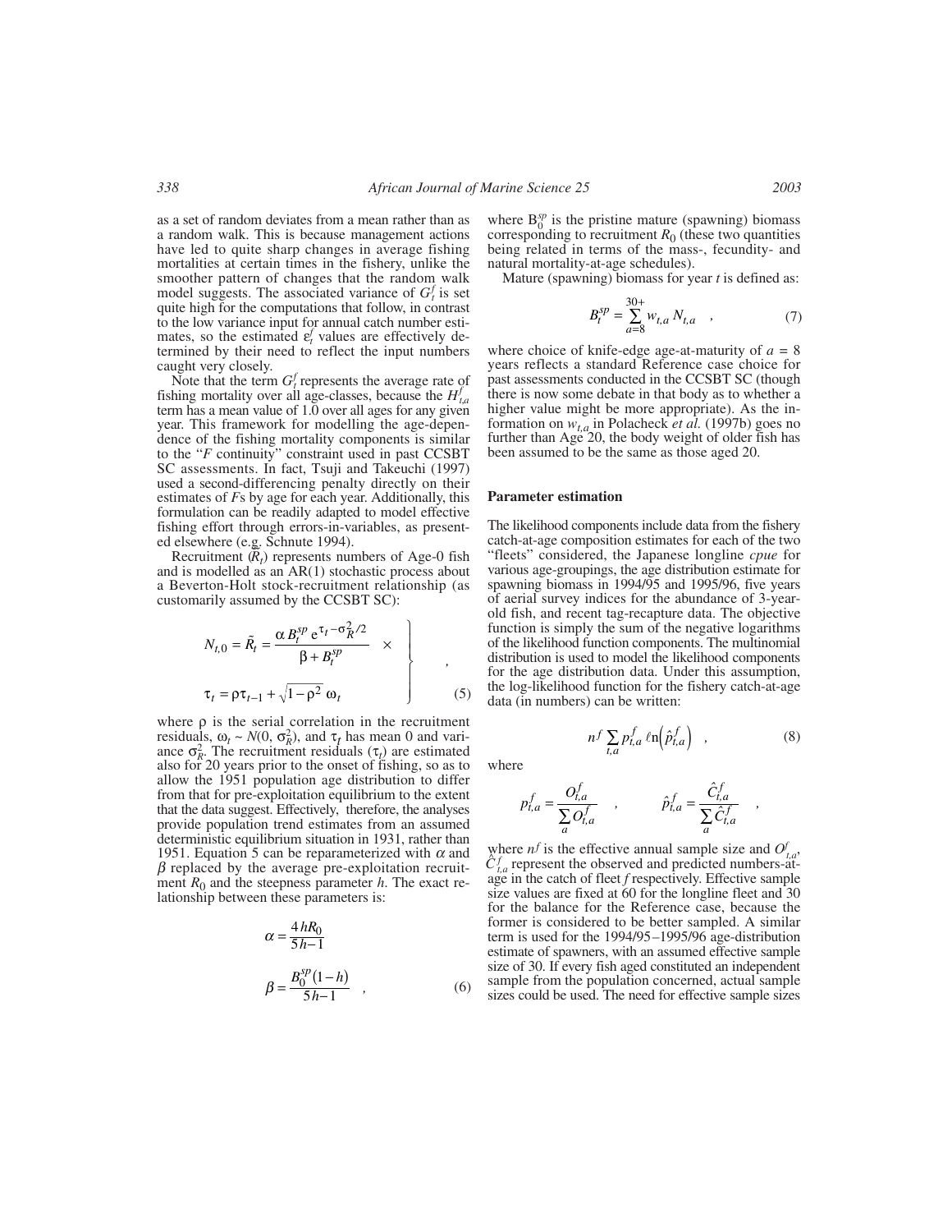as a set of random deviates from a mean rather than as a random walk. This is because management actions have led to quite sharp changes in average fishing mortalities at certain times in the fishery, unlike the smoother pattern of changes that the random walk model suggests. The associated variance of $G_t^f$ is set quite high for the computations that follow, in contrast to the low variance input for annual catch number estimates, so the estimated $\varepsilon_t^f$ values are effectively determined by their need to reflect the input numbers caught very closely.

Note that the term $G_t^f$ represents the average rate of fishing mortality over all age-classes, because the $H_{t,a}^f$ term has a mean value of 1.0 over all ages for any given year. This framework for modelling the age-dependence of the fishing mortality components is similar to the "*F* continuity" constraint used in past CCSBT SC assessments. In fact, Tsuji and Takeuchi (1997) used a second-differencing penalty directly on their estimates of *F*s by age for each year. Additionally, this formulation can be readily adapted to model effective fishing effort through errors-in-variables, as presented elsewhere (e.g. Schnute 1994).

Recruitment ($\tilde{R}_t$) represents numbers of Age-0 fish and is modelled as an AR(1) stochastic process about a Beverton-Holt stock-recruitment relationship (as customarily assumed by the CCSBT SC):

$$\left.\begin{aligned} N_{t,0} &= \tilde{R}_t = \frac{\alpha B_t^{sp} e^{\tau_t - \sigma_R^2/2}}{\beta + B_t^{sp}} \quad \times \\ \tau_t &= \rho\tau_{t-1} + \sqrt{1-\rho^2}\,\omega_t \end{aligned}\right\} \quad , \tag{5}$$

where $\rho$ is the serial correlation in the recruitment residuals, $\omega_t \sim N(0, \sigma_R^2)$, and $\tau_t$ has mean 0 and variance $\sigma_R^2$. The recruitment residuals ($\tau_t$) are estimated also for 20 years prior to the onset of fishing, so as to allow the 1951 population age distribution to differ from that for pre-exploitation equilibrium to the extent that the data suggest. Effectively, therefore, the analyses provide population trend estimates from an assumed deterministic equilibrium situation in 1931, rather than 1951. Equation 5 can be reparameterized with $\alpha$ and $\beta$ replaced by the average pre-exploitation recruitment $R_0$ and the steepness parameter $h$. The exact relationship between these parameters is:

$$\alpha = \frac{4hR_0}{5h-1}$$

$$\beta = \frac{B_0^{sp}(1-h)}{5h-1} \quad , \tag{6}$$

where $B_0^{sp}$ is the pristine mature (spawning) biomass corresponding to recruitment $R_0$ (these two quantities being related in terms of the mass-, fecundity- and natural mortality-at-age schedules).

Mature (spawning) biomass for year *t* is defined as:

$$B_t^{sp} = \sum_{a=8}^{30+} w_{t,a} N_{t,a} \quad , \tag{7}$$

where choice of knife-edge age-at-maturity of $a = 8$ years reflects a standard Reference case choice for past assessments conducted in the CCSBT SC (though there is now some debate in that body as to whether a higher value might be more appropriate). As the information on $w_{t,a}$ in Polacheck *et al.* (1997b) goes no further than Age 20, the body weight of older fish has been assumed to be the same as those aged 20.

## Parameter estimation

The likelihood components include data from the fishery catch-at-age composition estimates for each of the two "fleets" considered, the Japanese longline *cpue* for various age-groupings, the age distribution estimate for spawning biomass in 1994/95 and 1995/96, five years of aerial survey indices for the abundance of 3-year-old fish, and recent tag-recapture data. The objective function is simply the sum of the negative logarithms of the likelihood function components. The multinomial distribution is used to model the likelihood components for the age distribution data. Under this assumption, the log-likelihood function for the fishery catch-at-age data (in numbers) can be written:

$$n^f \sum_{t,a} p_{t,a}^f \,\ell\text{n}\left(\hat{p}_{t,a}^f\right) \quad , \tag{8}$$

where

$$p_{t,a}^f = \frac{O_{t,a}^f}{\sum_a O_{t,a}^f} \quad , \qquad \hat{p}_{t,a}^f = \frac{\hat{C}_{t,a}^f}{\sum_a \hat{C}_{t,a}^f} \quad ,$$

where $n^f$ is the effective annual sample size and $O_{t,a}^f$, $\hat{C}_{t,a}^f$ represent the observed and predicted numbers-at-age in the catch of fleet *f* respectively. Effective sample size values are fixed at 60 for the longline fleet and 30 for the balance for the Reference case, because the former is considered to be better sampled. A similar term is used for the 1994/95–1995/96 age-distribution estimate of spawners, with an assumed effective sample size of 30. If every fish aged constituted an independent sample from the population concerned, actual sample sizes could be used. The need for effective sample sizes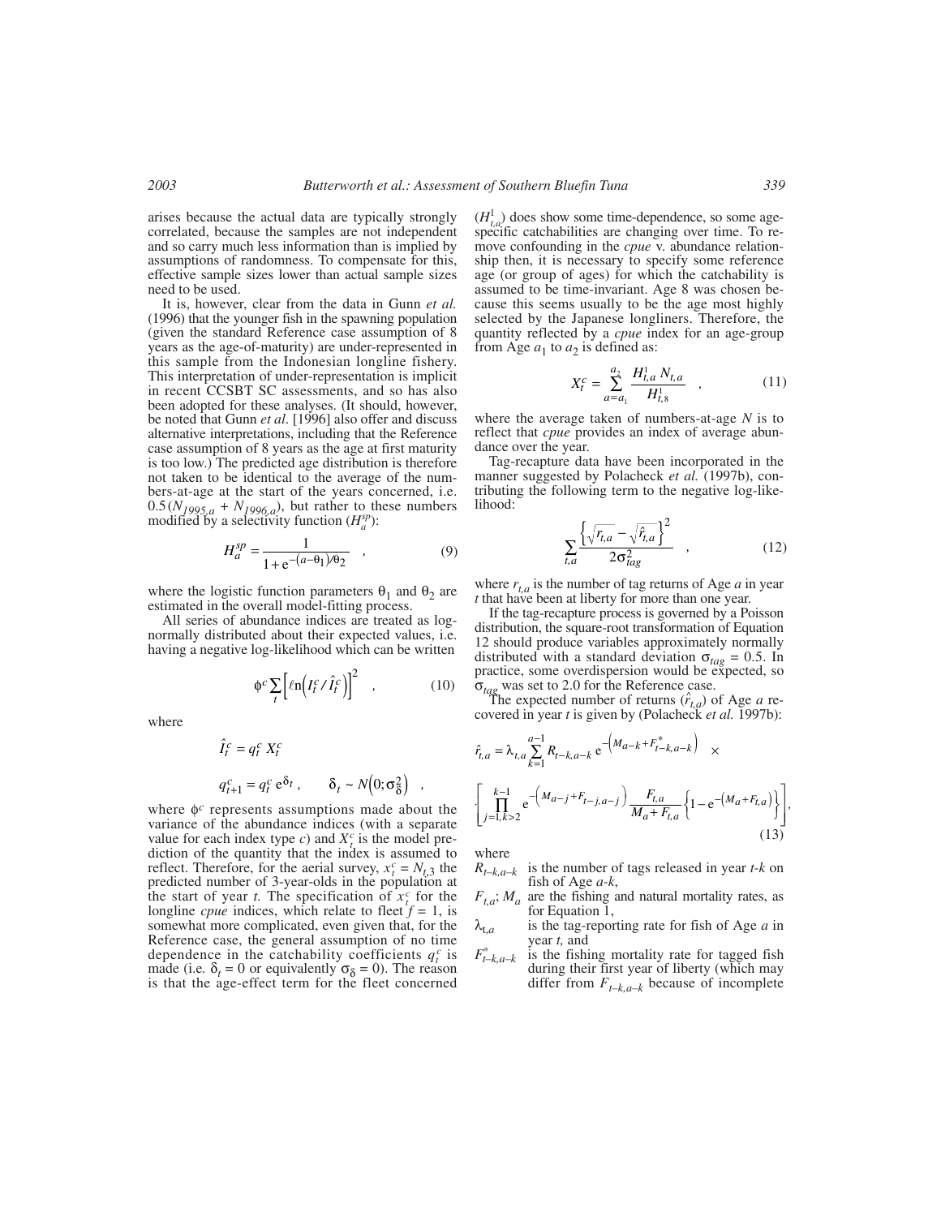arises because the actual data are typically strongly correlated, because the samples are not independent and so carry much less information than is implied by assumptions of randomness. To compensate for this, effective sample sizes lower than actual sample sizes need to be used.

It is, however, clear from the data in Gunn *et al.* (1996) that the younger fish in the spawning population (given the standard Reference case assumption of 8 years as the age-of-maturity) are under-represented in this sample from the Indonesian longline fishery. This interpretation of under-representation is implicit in recent CCSBT SC assessments, and so has also been adopted for these analyses. (It should, however, be noted that Gunn *et al.* [1996] also offer and discuss alternative interpretations, including that the Reference case assumption of 8 years as the age at first maturity is too low.) The predicted age distribution is therefore not taken to be identical to the average of the numbers-at-age at the start of the years concerned, i.e. $0.5(N_{1995,a} + N_{1996,a})$, but rather to these numbers modified by a selectivity function ($H_a^{sp}$):

$$H_a^{sp} = \frac{1}{1 + e^{-(a-\theta_1)/\theta_2}} \quad , \tag{9}$$

where the logistic function parameters $\theta_1$ and $\theta_2$ are estimated in the overall model-fitting process.

All series of abundance indices are treated as log-normally distributed about their expected values, i.e. having a negative log-likelihood which can be written

$$\phi^c \sum_t \left[ \ell n \left( I_t^c / \hat{I}_t^c \right) \right]^2 \quad , \tag{10}$$

where

$$\hat{I}_t^c = q_t^c \, X_t^c$$

$$q_{t+1}^c = q_t^c \, e^{\delta_t} , \qquad \delta_t \sim N\left(0; \sigma_\delta^2\right) \quad ,$$

where $\phi^c$ represents assumptions made about the variance of the abundance indices (with a separate value for each index type $c$) and $X_t^c$ is the model prediction of the quantity that the index is assumed to reflect. Therefore, for the aerial survey, $x_t^c = N_{t,3}$ the predicted number of 3-year-olds in the population at the start of year $t$. The specification of $x_t^c$ for the longline *cpue* indices, which relate to fleet $f = 1$, is somewhat more complicated, even given that, for the Reference case, the general assumption of no time dependence in the catchability coefficients $q_t^c$ is made (i.e. $\delta_t = 0$ or equivalently $\sigma_\delta = 0$). The reason is that the age-effect term for the fleet concerned ($H_{t,a}^1$) does show some time-dependence, so some age-specific catchabilities are changing over time. To remove confounding in the *cpue* v. abundance relationship then, it is necessary to specify some reference age (or group of ages) for which the catchability is assumed to be time-invariant. Age 8 was chosen because this seems usually to be the age most highly selected by the Japanese longliners. Therefore, the quantity reflected by a *cpue* index for an age-group from Age $a_1$ to $a_2$ is defined as:

$$X_t^c = \sum_{a=a_1}^{a_2} \frac{H_{t,a}^1 \, N_{t,a}}{H_{t,8}^1} \quad , \tag{11}$$

where the average taken of numbers-at-age $N$ is to reflect that *cpue* provides an index of average abundance over the year.

Tag-recapture data have been incorporated in the manner suggested by Polacheck *et al.* (1997b), contributing the following term to the negative log-likelihood:

$$\sum_{t,a} \frac{\left\{ \sqrt{r_{t,a}} - \sqrt{\hat{r}_{t,a}} \right\}^2}{2\sigma_{tag}^2} \quad , \tag{12}$$

where $r_{t,a}$ is the number of tag returns of Age $a$ in year $t$ that have been at liberty for more than one year.

If the tag-recapture process is governed by a Poisson distribution, the square-root transformation of Equation 12 should produce variables approximately normally distributed with a standard deviation $\sigma_{tag} = 0.5$. In practice, some overdispersion would be expected, so $\sigma_{tag}$ was set to 2.0 for the Reference case.

The expected number of returns ($\hat{r}_{t,a}$) of Age $a$ recovered in year $t$ is given by (Polacheck *et al.* 1997b):

$$\hat{r}_{t,a} = \lambda_{t,a} \sum_{k=1}^{a-1} R_{t-k,a-k} \, e^{-\left(M_{a-k} + F_{t-k,a-k}^*\right)} \times \left[ \prod_{j=1,k>2}^{k-1} e^{-\left(M_{a-j} + F_{t-j,a-j}\right)} \frac{F_{t,a}}{M_a + F_{t,a}} \left\{ 1 - e^{-\left(M_a + F_{t,a}\right)} \right\} \right], \tag{13}$$

where

- $R_{t-k,a-k}$ is the number of tags released in year $t$-$k$ on fish of Age $a$-$k$,
- $F_{t,a}$; $M_a$ are the fishing and natural mortality rates, as for Equation 1,
- $\lambda_{t,a}$ is the tag-reporting rate for fish of Age $a$ in year $t$, and
- $F_{t-k,a-k}^*$ is the fishing mortality rate for tagged fish during their first year of liberty (which may differ from $F_{t-k,a-k}$ because of incomplete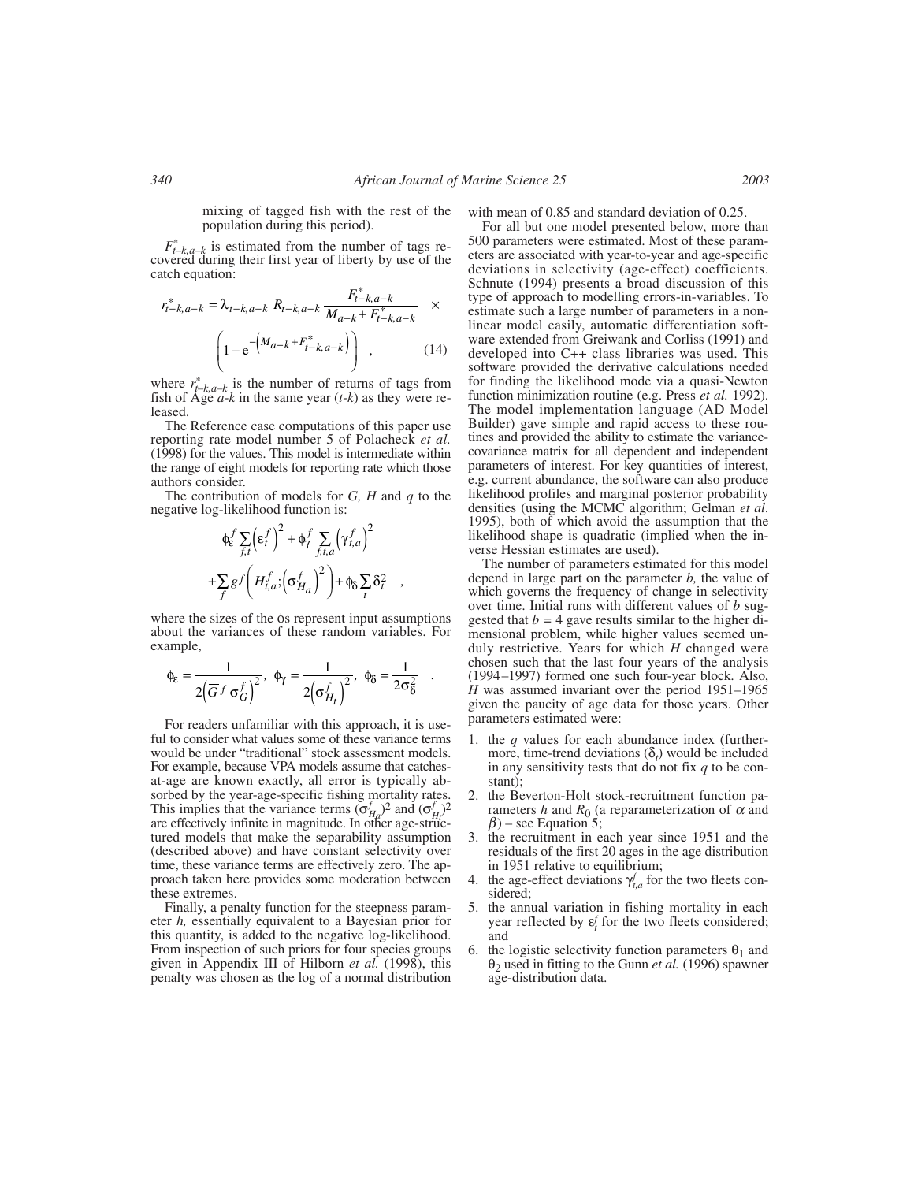mixing of tagged fish with the rest of the population during this period).

$F^*_{t-k,a-k}$ is estimated from the number of tags recovered during their first year of liberty by use of the catch equation:

$$r^*_{t-k,a-k} = \lambda_{t-k,a-k}\ R_{t-k,a-k} \frac{F^*_{t-k,a-k}}{M_{a-k} + F^*_{t-k,a-k}} \times \left(1 - e^{-\left(M_{a-k} + F^*_{t-k,a-k}\right)}\right) \quad , \qquad (14)$$

where $r^*_{t-k,a-k}$ is the number of returns of tags from fish of Age $a$-$k$ in the same year ($t$-$k$) as they were released.

The Reference case computations of this paper use reporting rate model number 5 of Polacheck *et al.* (1998) for the values. This model is intermediate within the range of eight models for reporting rate which those authors consider.

The contribution of models for $G$, $H$ and $q$ to the negative log-likelihood function is:

$$\phi^f_\varepsilon \sum_{f,t} \left(\varepsilon^f_t\right)^2 + \phi^f_\gamma \sum_{f,t,a} \left(\gamma^f_{t,a}\right)^2 + \sum_f g^f\left(H^f_{t,a}; \left(\sigma^f_{H_a}\right)^2\right) + \phi_\delta \sum_t \delta^2_t \quad ,$$

where the sizes of the $\phi$s represent input assumptions about the variances of these random variables. For example,

$$\phi_\varepsilon = \frac{1}{2\left(\overline{G}^{\,f}\, \sigma^f_G\right)^2},\ \ \phi_\gamma = \frac{1}{2\left(\sigma^f_{H_t}\right)^2},\ \ \phi_\delta = \frac{1}{2\sigma^2_\delta} \quad .$$

For readers unfamiliar with this approach, it is useful to consider what values some of these variance terms would be under "traditional" stock assessment models. For example, because VPA models assume that catches-at-age are known exactly, all error is typically absorbed by the year-age-specific fishing mortality rates. This implies that the variance terms $(\sigma^f_{H_a})^2$ and $(\sigma^f_{H_t})^2$ are effectively infinite in magnitude. In other age-structured models that make the separability assumption (described above) and have constant selectivity over time, these variance terms are effectively zero. The approach taken here provides some moderation between these extremes.

Finally, a penalty function for the steepness parameter $h$, essentially equivalent to a Bayesian prior for this quantity, is added to the negative log-likelihood. From inspection of such priors for four species groups given in Appendix III of Hilborn *et al.* (1998), this penalty was chosen as the log of a normal distribution with mean of 0.85 and standard deviation of 0.25.

For all but one model presented below, more than 500 parameters were estimated. Most of these parameters are associated with year-to-year and age-specific deviations in selectivity (age-effect) coefficients. Schnute (1994) presents a broad discussion of this type of approach to modelling errors-in-variables. To estimate such a large number of parameters in a non-linear model easily, automatic differentiation software were extended from Greiwank and Corliss (1991) and developed into C++ class libraries was used. This software provided the derivative calculations needed for finding the likelihood mode via a quasi-Newton function minimization routine (e.g. Press *et al.* 1992). The model implementation language (AD Model Builder) gave simple and rapid access to these routines and provided the ability to estimate the variance-covariance matrix for all dependent and independent parameters of interest. For key quantities of interest, e.g. current abundance, the software can also produce likelihood profiles and marginal posterior probability densities (using the MCMC algorithm; Gelman *et al.* 1995), both of which avoid the assumption that the likelihood shape is quadratic (implied when the inverse Hessian estimates are used).

The number of parameters estimated for this model depend in large part on the parameter $b$, the value of which governs the frequency of change in selectivity over time. Initial runs with different values of $b$ suggested that $b = 4$ gave results similar to the higher dimensional problem, while higher values seemed unduly restrictive. Years for which $H$ changed were chosen such that the last four years of the analysis (1994–1997) formed one such four-year block. Also, $H$ was assumed invariant over the period 1951–1965 given the paucity of age data for those years. Other parameters estimated were:

1. the $q$ values for each abundance index (furthermore, time-trend deviations ($\delta_t$) would be included in any sensitivity tests that do not fix $q$ to be constant);
2. the Beverton-Holt stock-recruitment function parameters $h$ and $R_0$ (a reparameterization of $\alpha$ and $\beta$) – see Equation 5;
3. the recruitment in each year since 1951 and the residuals of the first 20 ages in the age distribution in 1951 relative to equilibrium;
4. the age-effect deviations $\gamma^f_{t,a}$ for the two fleets considered;
5. the annual variation in fishing mortality in each year reflected by $\varepsilon^f_t$ for the two fleets considered; and
6. the logistic selectivity function parameters $\theta_1$ and $\theta_2$ used in fitting to the Gunn *et al.* (1996) spawner age-distribution data.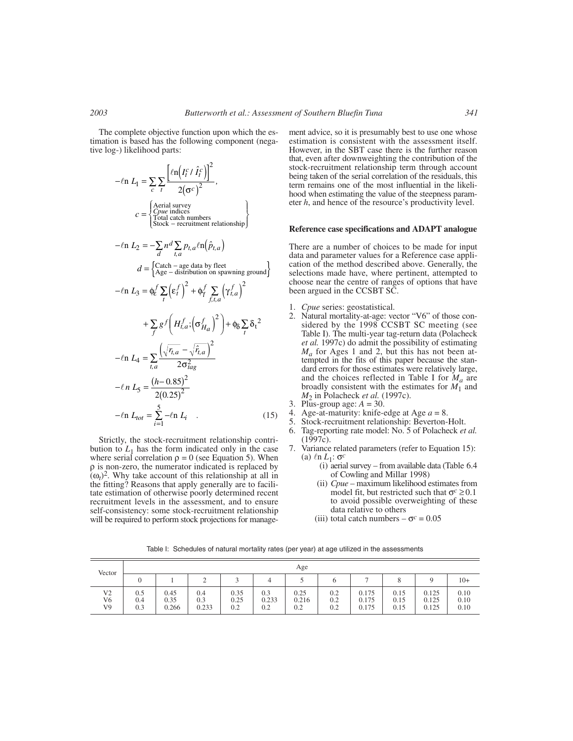The complete objective function upon which the estimation is based has the following component (negative log-) likelihood parts:

$$-\ell n\ L_1 = \sum_c \sum_t \frac{\left[\ell n\left(I_t^c / \hat{I}_t^c\right)\right]^2}{2\left(\sigma^c\right)^2},$$

$$c = \begin{Bmatrix} \text{Aerial survey} \\ \textit{Cpue}\ \text{indices} \\ \text{Total catch numbers} \\ \text{Stock} - \text{recruitment relationship} \end{Bmatrix}$$

$$-\ell n\ L_2 = -\sum_d n^d \sum_{t,a} p_{t,a} \ell n\left(\hat{p}_{t,a}\right)$$

$$d = \begin{Bmatrix} \text{Catch} - \text{age data by fleet} \\ \text{Age} - \text{distribution on spawning ground} \end{Bmatrix}$$

$$-\ell n\ L_3 = \phi_\varepsilon^f \sum_t \left(\varepsilon_t^f\right)^2 + \phi_\gamma^f \sum_{f,t,a} \left(\gamma_{t,a}^f\right)^2$$

$$+ \sum_f g^f\left(H_{t,a}^f; \left(\sigma_{H_a}^f\right)^2\right) + \phi_\delta \sum_t \delta_t^{\,2}$$

$$-\ell n\ L_4 = \sum_{t,a} \frac{\left(\sqrt{r_{t,a}} - \sqrt{\hat{r}_{t,a}}\right)^2}{2\sigma_{tag}^2}$$

$$-\ell n\ L_5 = \frac{(h - 0.85)^2}{2(0.25)^2}$$

$$-\ell n\ L_{tot} = \sum_{i=1}^{5} -\ell n\ L_i \quad . \qquad (15)$$

Strictly, the stock-recruitment relationship contribution to $L_1$ has the form indicated only in the case where serial correlation $\rho = 0$ (see Equation 5). When $\rho$ is non-zero, the numerator indicated is replaced by $(\omega_t)^2$. Why take account of this relationship at all in the fitting? Reasons that apply generally are to facilitate estimation of otherwise poorly determined recent recruitment levels in the assessment, and to ensure self-consistency: some stock-recruitment relationship will be required to perform stock projections for management advice, so it is presumably best to use one whose estimation is consistent with the assessment itself. However, in the SBT case there is the further reason that, even after downweighting the contribution of the stock-recruitment relationship term through account being taken of the serial correlation of the residuals, this term remains one of the most influential in the likelihood when estimating the value of the steepness parameter $h$, and hence of the resource's productivity level.

### Reference case specifications and ADAPT analogue

There are a number of choices to be made for input data and parameter values for a Reference case application of the method described above. Generally, the selections made have, where pertinent, attempted to choose near the centre of ranges of options that have been argued in the CCSBT SC.

1. *Cpue* series: geostatistical.
2. Natural mortality-at-age: vector "V6" of those considered by the 1998 CCSBT SC meeting (see Table I). The multi-year tag-return data (Polacheck *et al.* 1997c) do admit the possibility of estimating $M_a$ for Ages 1 and 2, but this has not been attempted in the fits of this paper because the standard errors for those estimates were relatively large, and the choices reflected in Table I for $M_a$ are broadly consistent with the estimates for $M_1$ and $M_2$ in Polacheck *et al.* (1997c).
3. Plus-group age: $A = 30$.
4. Age-at-maturity: knife-edge at Age $a = 8$.
5. Stock-recruitment relationship: Beverton-Holt.
6. Tag-reporting rate model: No. 5 of Polacheck *et al.* (1997c).
7. Variance related parameters (refer to Equation 15):
   (a) $\ell n\ L_1$: $\sigma^c$
      (i) aerial survey – from available data (Table 6.4 of Cowling and Millar 1998)
      (ii) *Cpue* – maximum likelihood estimates from model fit, but restricted such that $\sigma^c \geq 0.1$ to avoid possible overweighting of these data relative to others
      (iii) total catch numbers – $\sigma^c = 0.05$

Table I: Schedules of natural mortality rates (per year) at age utilized in the assessments

| Vector | Age | | | | | | | | | | |
|---|---|---|---|---|---|---|---|---|---|---|---|
| | 0 | 1 | 2 | 3 | 4 | 5 | 6 | 7 | 8 | 9 | 10+ |
| V2 | 0.5 | 0.45 | 0.4 | 0.35 | 0.3 | 0.25 | 0.2 | 0.175 | 0.15 | 0.125 | 0.10 |
| V6 | 0.4 | 0.35 | 0.3 | 0.25 | 0.233 | 0.216 | 0.2 | 0.175 | 0.15 | 0.125 | 0.10 |
| V9 | 0.3 | 0.266 | 0.233 | 0.2 | 0.2 | 0.2 | 0.2 | 0.175 | 0.15 | 0.125 | 0.10 |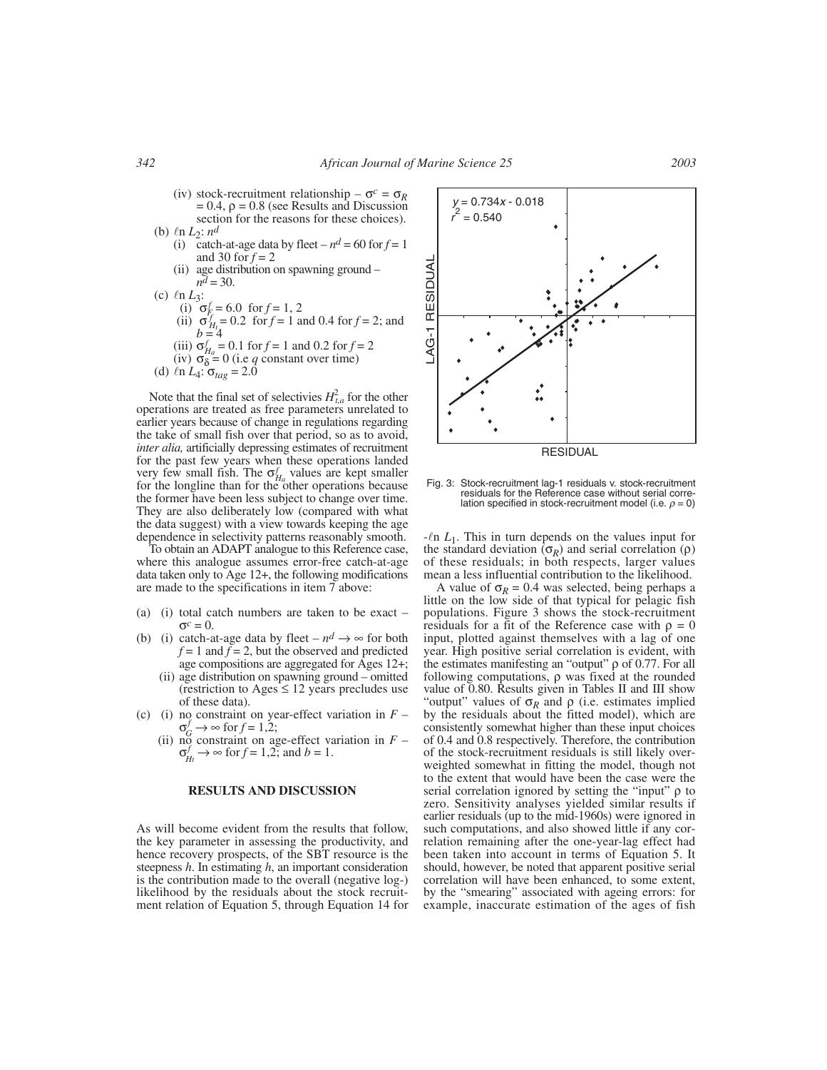(iv) stock-recruitment relationship – $\sigma^c = \sigma_R = 0.4$, $\rho = 0.8$ (see Results and Discussion section for the reasons for these choices).

(b) $\ell n\ L_2$: $n^d$

- (i) catch-at-age data by fleet – $n^d = 60$ for $f = 1$ and 30 for $f = 2$
- (ii) age distribution on spawning ground – $n^d = 30$.

(c) $\ell n\ L_3$:

- (i) $\sigma^f_{F_y} = 6.0$ for $f = 1, 2$
- (ii) $\sigma^f_{H_t} = 0.2$ for $f = 1$ and 0.4 for $f = 2$; and $b = 4$
- (iii) $\sigma^f_{H_a} = 0.1$ for $f = 1$ and 0.2 for $f = 2$
- (iv) $\sigma_\delta = 0$ (i.e $q$ constant over time)

(d) $\ell n\ L_4$: $\sigma_{tag} = 2.0$

Note that the final set of selectivies $H^2_{t,a}$ for the other operations are treated as free parameters unrelated to earlier years because of change in regulations regarding the take of small fish over that period, so as to avoid, *inter alia,* artificially depressing estimates of recruitment for the past few years when these operations landed very few small fish. The $\sigma^f_{H_a}$ values are kept smaller for the longline than for the other operations because the former have been less subject to change over time. They are also deliberately low (compared with what the data suggest) with a view towards keeping the age dependence in selectivity patterns reasonably smooth.

To obtain an ADAPT analogue to this Reference case, where this analogue assumes error-free catch-at-age data taken only to Age 12+, the following modifications are made to the specifications in item 7 above:

(a) (i) total catch numbers are taken to be exact – $\sigma^c = 0$.

(b) (i) catch-at-age data by fleet – $n^d \rightarrow \infty$ for both $f = 1$ and $f = 2$, but the observed and predicted age compositions are aggregated for Ages 12+;

(ii) age distribution on spawning ground – omitted (restriction to Ages ≤ 12 years precludes use of these data).

(c) (i) no constraint on year-effect variation in $F$ – $\sigma^f_G \rightarrow \infty$ for $f = 1,2$;

(ii) no constraint on age-effect variation in $F$ – $\sigma^f_{Ht} \rightarrow \infty$ for $f = 1,2$; and $b = 1$.

## RESULTS AND DISCUSSION

As will become evident from the results that follow, the key parameter in assessing the productivity, and hence recovery prospects, of the SBT resource is the steepness $h$. In estimating $h$, an important consideration is the contribution made to the overall (negative log-) likelihood by the residuals about the stock recruitment relation of Equation 5, through Equation 14 for $-\ell n\ L_1$. This in turn depends on the values input for the standard deviation ($\sigma_R$) and serial correlation ($\rho$) of these residuals; in both respects, larger values mean a less influential contribution to the likelihood.

A value of $\sigma_R = 0.4$ was selected, being perhaps a little on the low side of that typical for pelagic fish populations. Figure 3 shows the stock-recruitment residuals for a fit of the Reference case with $\rho = 0$ input, plotted against themselves with a lag of one year. High positive serial correlation is evident, with the estimates manifesting an "output" $\rho$ of 0.77. For all following computations, $\rho$ was fixed at the rounded value of 0.80. Results given in Tables II and III show "output" values of $\sigma_R$ and $\rho$ (i.e. estimates implied by the residuals about the fitted model), which are consistently somewhat higher than these input choices of 0.4 and 0.8 respectively. Therefore, the contribution of the stock-recruitment residuals is still likely overweighted somewhat in fitting the model, though not to the extent that would have been the case were the serial correlation ignored by setting the "input" $\rho$ to zero. Sensitivity analyses yielded similar results if earlier residuals (up to the mid-1960s) were ignored in such computations, and also showed little if any correlation remaining after the one-year-lag effect had been taken into account in terms of Equation 5. It should, however, be noted that apparent positive serial correlation will have been enhanced, to some extent, by the "smearing" associated with ageing errors: for example, inaccurate estimation of the ages of fish

Fig. 3: Stock-recruitment lag-1 residuals v. stock-recruitment residuals for the Reference case without serial correlation specified in stock-recruitment model (i.e. $\rho = 0$)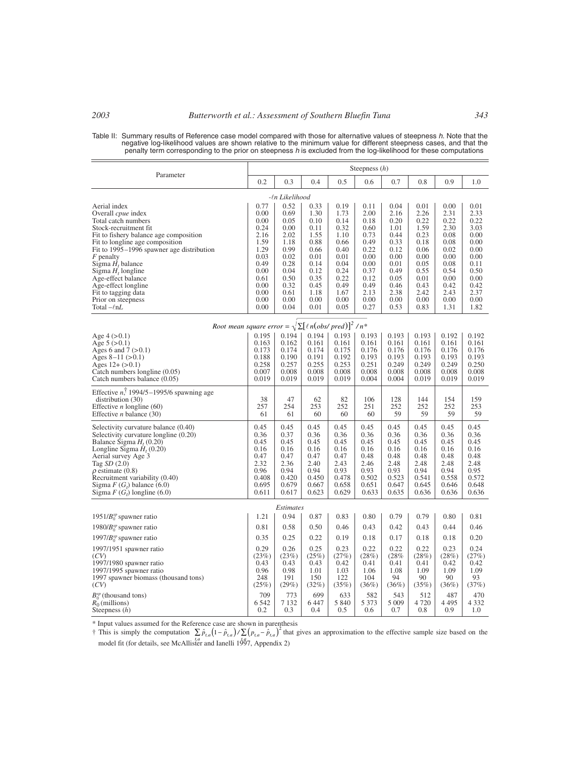Table II: Summary results of Reference case model compared with those for alternative values of steepness *h*. Note that the negative log-likelihood values are shown relative to the minimum value for different steepness cases, and that the penalty term corresponding to the prior on steepness *h* is excluded from the log-likelihood for these computations

| Parameter | Steepness ($h$) | | | | | | | | |
|---|---|---|---|---|---|---|---|---|---|
| | 0.2 | 0.3 | 0.4 | 0.5 | 0.6 | 0.7 | 0.8 | 0.9 | 1.0 |
| *-ℓn Likelihood* | | | | | | | | | |
| Aerial index | 0.77 | 0.52 | 0.33 | 0.19 | 0.11 | 0.04 | 0.01 | 0.00 | 0.01 |
| Overall *cpue* index | 0.00 | 0.69 | 1.30 | 1.73 | 2.00 | 2.16 | 2.26 | 2.31 | 2.33 |
| Total catch numbers | 0.00 | 0.05 | 0.10 | 0.14 | 0.18 | 0.20 | 0.22 | 0.22 | 0.22 |
| Stock-recruitment fit | 0.24 | 0.00 | 0.11 | 0.32 | 0.60 | 1.01 | 1.59 | 2.30 | 3.03 |
| Fit to fishery balance age composition | 2.16 | 2.02 | 1.55 | 1.10 | 0.73 | 0.44 | 0.23 | 0.08 | 0.00 |
| Fit to longline age composition | 1.59 | 1.18 | 0.88 | 0.66 | 0.49 | 0.33 | 0.18 | 0.08 | 0.00 |
| Fit to 1995–1996 spawner age distribution | 1.29 | 0.99 | 0.66 | 0.40 | 0.22 | 0.12 | 0.06 | 0.02 | 0.00 |
| $F$ penalty | 0.03 | 0.02 | 0.01 | 0.01 | 0.00 | 0.00 | 0.00 | 0.00 | 0.00 |
| Sigma $H_t$ balance | 0.49 | 0.28 | 0.14 | 0.04 | 0.00 | 0.01 | 0.05 | 0.08 | 0.11 |
| Sigma $H_t$ longline | 0.00 | 0.04 | 0.12 | 0.24 | 0.37 | 0.49 | 0.55 | 0.54 | 0.50 |
| Age-effect balance | 0.61 | 0.50 | 0.35 | 0.22 | 0.12 | 0.05 | 0.01 | 0.00 | 0.00 |
| Age-effect longline | 0.00 | 0.32 | 0.45 | 0.49 | 0.49 | 0.46 | 0.43 | 0.42 | 0.42 |
| Fit to tagging data | 0.00 | 0.61 | 1.18 | 1.67 | 2.13 | 2.38 | 2.42 | 2.43 | 2.37 |
| Prior on steepness | 0.00 | 0.00 | 0.00 | 0.00 | 0.00 | 0.00 | 0.00 | 0.00 | 0.00 |
| Total $-\ell nL$ | 0.00 | 0.04 | 0.01 | 0.05 | 0.27 | 0.53 | 0.83 | 1.31 | 1.82 |
| *Root mean square error* = $\sqrt{\Sigma[\ell n(obs/pred)]^2/n}$* | | | | | | | | | |
| Age 4 (>0.1) | 0.195 | 0.194 | 0.194 | 0.193 | 0.193 | 0.193 | 0.193 | 0.192 | 0.192 |
| Age 5 (>0.1) | 0.163 | 0.162 | 0.161 | 0.161 | 0.161 | 0.161 | 0.161 | 0.161 | 0.161 |
| Ages 6 and 7 (>0.1) | 0.173 | 0.174 | 0.174 | 0.175 | 0.176 | 0.176 | 0.176 | 0.176 | 0.176 |
| Ages 8–11 (>0.1) | 0.188 | 0.190 | 0.191 | 0.192 | 0.193 | 0.193 | 0.193 | 0.193 | 0.193 |
| Ages 12+ (>0.1) | 0.258 | 0.257 | 0.255 | 0.253 | 0.251 | 0.249 | 0.249 | 0.249 | 0.250 |
| Catch numbers longline (0.05) | 0.007 | 0.008 | 0.008 | 0.008 | 0.008 | 0.008 | 0.008 | 0.008 | 0.008 |
| Catch numbers balance (0.05) | 0.019 | 0.019 | 0.019 | 0.019 | 0.004 | 0.004 | 0.019 | 0.019 | 0.019 |
| Effective $n$,† 1994/5–1995/6 spawning age distribution (30) | 38 | 47 | 62 | 82 | 106 | 128 | 144 | 154 | 159 |
| Effective $n$ longline (60) | 257 | 254 | 253 | 252 | 251 | 252 | 252 | 252 | 253 |
| Effective $n$ balance (30) | 61 | 61 | 60 | 60 | 60 | 59 | 59 | 59 | 59 |
| Selectivity curvature balance (0.40) | 0.45 | 0.45 | 0.45 | 0.45 | 0.45 | 0.45 | 0.45 | 0.45 | 0.45 |
| Selectivity curvature longline (0.20) | 0.36 | 0.37 | 0.36 | 0.36 | 0.36 | 0.36 | 0.36 | 0.36 | 0.36 |
| Balance Sigma $H_t$ (0.20) | 0.45 | 0.45 | 0.45 | 0.45 | 0.45 | 0.45 | 0.45 | 0.45 | 0.45 |
| Longline Sigma $H_t$ (0.20) | 0.16 | 0.16 | 0.16 | 0.16 | 0.16 | 0.16 | 0.16 | 0.16 | 0.16 |
| Aerial survey Age 3 | 0.47 | 0.47 | 0.47 | 0.47 | 0.48 | 0.48 | 0.48 | 0.48 | 0.48 |
| Tag $SD$ (2.0) | 2.32 | 2.36 | 2.40 | 2.43 | 2.46 | 2.48 | 2.48 | 2.48 | 2.48 |
| $\rho$ estimate (0.8) | 0.96 | 0.94 | 0.94 | 0.93 | 0.93 | 0.93 | 0.94 | 0.94 | 0.95 |
| Recruitment variability (0.40) | 0.408 | 0.420 | 0.450 | 0.478 | 0.502 | 0.523 | 0.541 | 0.558 | 0.572 |
| Sigma $F$ ($G_t$) balance (6.0) | 0.695 | 0.679 | 0.667 | 0.658 | 0.651 | 0.647 | 0.645 | 0.646 | 0.648 |
| Sigma $F$ ($G_t$) longline (6.0) | 0.611 | 0.617 | 0.623 | 0.629 | 0.633 | 0.635 | 0.636 | 0.636 | 0.636 |
| *Estimates* | | | | | | | | | |
| $1951/B_0^{sp}$ spawner ratio | 1.21 | 0.94 | 0.87 | 0.83 | 0.80 | 0.79 | 0.79 | 0.80 | 0.81 |
| $1980/B_0^{sp}$ spawner ratio | 0.81 | 0.58 | 0.50 | 0.46 | 0.43 | 0.42 | 0.43 | 0.44 | 0.46 |
| $1997/B_0^{sp}$ spawner ratio | 0.35 | 0.25 | 0.22 | 0.19 | 0.18 | 0.17 | 0.18 | 0.18 | 0.20 |
| 1997/1951 spawner ratio | 0.29 | 0.26 | 0.25 | 0.23 | 0.22 | 0.22 | 0.22 | 0.23 | 0.24 |
| ($CV$) | (23%) | (23%) | (25%) | (27%) | (28%) | (28% | (28%) | (28%) | (27%) |
| 1997/1980 spawner ratio | 0.43 | 0.43 | 0.43 | 0.42 | 0.41 | 0.41 | 0.41 | 0.42 | 0.42 |
| 1997/1995 spawner ratio | 0.96 | 0.98 | 1.01 | 1.03 | 1.06 | 1.08 | 1.09 | 1.09 | 1.09 |
| 1997 spawner biomass (thousand tons) | 248 | 191 | 150 | 122 | 104 | 94 | 90 | 90 | 93 |
| ($CV$) | (25%) | (29%) | (32%) | (35%) | (36%) | (36%) | (35%) | (36%) | (37%) |
| $B_0^{sp}$ (thousand tons) | 709 | 773 | 699 | 633 | 582 | 543 | 512 | 487 | 470 |
| $R_0$ (millions) | 6 542 | 7 132 | 6 447 | 5 840 | 5 373 | 5 009 | 4 720 | 4 495 | 4 332 |
| Steepness ($h$) | 0.2 | 0.3 | 0.4 | 0.5 | 0.6 | 0.7 | 0.8 | 0.9 | 1.0 |

\* Input values assumed for the Reference case are shown in parenthesis

† This is simply the computation $\sum_{t,a}\hat{p}_{t,a}(1-\hat{p}_{t,a})/\sum_{t,a}(p_{t,a}-\hat{p}_{t,a})^2$ that gives an approximation to the effective sample size based on the model fit (for details, see McAllister and Ianelli 1997, Appendix 2)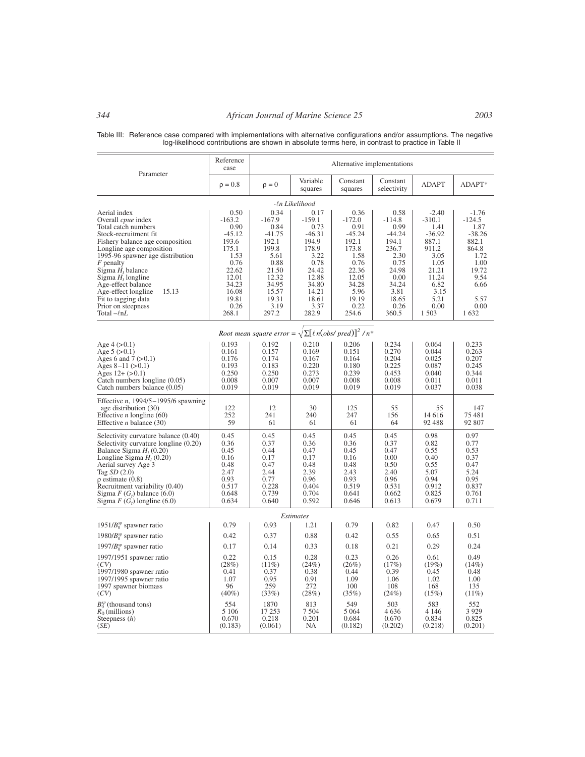Table III: Reference case compared with implementations with alternative configurations and/or assumptions. The negative log-likelihood contributions are shown in absolute terms here, in contrast to practice in Table II

| Parameter | Reference case | Alternative implementations | | | | | |
|---|---|---|---|---|---|---|---|
| | $\rho = 0.8$ | $\rho = 0$ | Variable squares | Constant squares | Constant selectivity | ADAPT | ADAPT* |
| *-ℓn Likelihood* | | | | | | | |
| Aerial index | 0.50 | 0.34 | 0.17 | 0.36 | 0.58 | -2.40 | -1.76 |
| Overall *cpue* index | -163.2 | -167.9 | -159.1 | -172.0 | -114.8 | -310.1 | -124.5 |
| Total catch numbers | 0.90 | 0.84 | 0.73 | 0.91 | 0.99 | 1.41 | 1.87 |
| Stock-recruitment fit | -45.12 | -41.75 | -46.31 | -45.24 | -44.24 | -36.92 | -38.26 |
| Fishery balance age composition | 193.6 | 192.1 | 194.9 | 192.1 | 194.1 | 887.1 | 882.1 |
| Longline age composition | 175.1 | 199.8 | 178.9 | 173.8 | 236.7 | 911.2 | 864.8 |
| 1995-96 spawner age distribution | 1.53 | 5.61 | 3.22 | 1.58 | 2.30 | 3.05 | 1.72 |
| $F$ penalty | 0.76 | 0.88 | 0.78 | 0.76 | 0.75 | 1.05 | 1.00 |
| Sigma $H_t$ balance | 22.62 | 21.50 | 24.42 | 22.36 | 24.98 | 21.21 | 19.72 |
| Sigma $H_t$ longline | 12.01 | 12.32 | 12.88 | 12.05 | 0.00 | 11.24 | 9.54 |
| Age-effect balance | 34.23 | 34.95 | 34.80 | 34.28 | 34.24 | 6.82 | 6.66 |
| Age-effect longline 15.13 | 16.08 | 15.57 | 14.21 | 5.96 | 3.81 | 3.15 | |
| Fit to tagging data | 19.81 | 19.31 | 18.61 | 19.19 | 18.65 | 5.21 | 5.57 |
| Prior on steepness | 0.26 | 3.19 | 3.37 | 0.22 | 0.26 | 0.00 | 0.00 |
| Total $-\ell nL$ | 268.1 | 297.2 | 282.9 | 254.6 | 360.5 | 1 503 | 1 632 |
| *Root mean square error* = $\sqrt{\Sigma[\ell n(obs/pred)]^2/n^*}$ | | | | | | | |
| Age 4 (>0.1) | 0.193 | 0.192 | 0.210 | 0.206 | 0.234 | 0.064 | 0.233 |
| Age 5 (>0.1) | 0.161 | 0.157 | 0.169 | 0.151 | 0.270 | 0.044 | 0.263 |
| Ages 6 and 7 (>0.1) | 0.176 | 0.174 | 0.167 | 0.164 | 0.204 | 0.025 | 0.207 |
| Ages 8–11 (>0.1) | 0.193 | 0.183 | 0.220 | 0.180 | 0.225 | 0.087 | 0.245 |
| Ages 12+ (>0.1) | 0.250 | 0.250 | 0.273 | 0.239 | 0.453 | 0.040 | 0.344 |
| Catch numbers longline (0.05) | 0.008 | 0.007 | 0.007 | 0.008 | 0.008 | 0.011 | 0.011 |
| Catch numbers balance (0.05) | 0.019 | 0.019 | 0.019 | 0.019 | 0.019 | 0.037 | 0.038 |
| Effective $n$, 1994/5–1995/6 spawning age distribution (30) | 122 | 12 | 30 | 125 | 55 | 55 | 147 |
| Effective $n$ longline (60) | 252 | 241 | 240 | 247 | 156 | 14 616 | 75 481 |
| Effective $n$ balance (30) | 59 | 61 | 61 | 61 | 64 | 92 488 | 92 807 |
| Selectivity curvature balance (0.40) | 0.45 | 0.45 | 0.45 | 0.45 | 0.45 | 0.98 | 0.97 |
| Selectivity curvature longline (0.20) | 0.36 | 0.37 | 0.36 | 0.36 | 0.37 | 0.82 | 0.77 |
| Balance Sigma $H_t$ (0.20) | 0.45 | 0.44 | 0.47 | 0.45 | 0.47 | 0.55 | 0.53 |
| Longline Sigma $H_t$ (0.20) | 0.16 | 0.17 | 0.17 | 0.16 | 0.00 | 0.40 | 0.37 |
| Aerial survey Age 3 | 0.48 | 0.47 | 0.48 | 0.48 | 0.50 | 0.55 | 0.47 |
| Tag $SD$ (2.0) | 2.47 | 2.44 | 2.39 | 2.43 | 2.40 | 5.07 | 5.24 |
| $\rho$ estimate (0.8) | 0.93 | 0.77 | 0.96 | 0.93 | 0.96 | 0.94 | 0.95 |
| Recruitment variability (0.40) | 0.517 | 0.228 | 0.404 | 0.519 | 0.531 | 0.912 | 0.837 |
| Sigma $F$ ($G_t$) balance (6.0) | 0.648 | 0.739 | 0.704 | 0.641 | 0.662 | 0.825 | 0.761 |
| Sigma $F$ ($G_t$) longline (6.0) | 0.634 | 0.640 | 0.592 | 0.646 | 0.613 | 0.679 | 0.711 |
| *Estimates* | | | | | | | |
| 1951/$B_0^{sp}$ spawner ratio | 0.79 | 0.93 | 1.21 | 0.79 | 0.82 | 0.47 | 0.50 |
| 1980/$B_0^{sp}$ spawner ratio | 0.42 | 0.37 | 0.88 | 0.42 | 0.55 | 0.65 | 0.51 |
| 1997/$B_0^{sp}$ spawner ratio | 0.17 | 0.14 | 0.33 | 0.18 | 0.21 | 0.29 | 0.24 |
| 1997/1951 spawner ratio | 0.22 | 0.15 | 0.28 | 0.23 | 0.26 | 0.61 | 0.49 |
| ($CV$) | (28%) | (11%) | (24%) | (26%) | (17%) | (19%) | (14%) |
| 1997/1980 spawner ratio | 0.41 | 0.37 | 0.38 | 0.44 | 0.39 | 0.45 | 0.48 |
| 1997/1995 spawner ratio | 1.07 | 0.95 | 0.91 | 1.09 | 1.06 | 1.02 | 1.00 |
| 1997 spawner biomass | 96 | 259 | 272 | 100 | 108 | 168 | 135 |
| ($CV$) | (40%) | (33%) | (28%) | (35%) | (24%) | (15%) | (11%) |
| $B_0^{sp}$ (thousand tons) | 554 | 1870 | 813 | 549 | 503 | 583 | 552 |
| $R_0$ (millions) | 5 106 | 17 253 | 7 504 | 5 064 | 4 636 | 4 146 | 3 929 |
| Steepness ($h$) | 0.670 | 0.218 | 0.201 | 0.684 | 0.670 | 0.834 | 0.825 |
| ($SE$) | (0.183) | (0.061) | NA | (0.182) | (0.202) | (0.218) | (0.201) |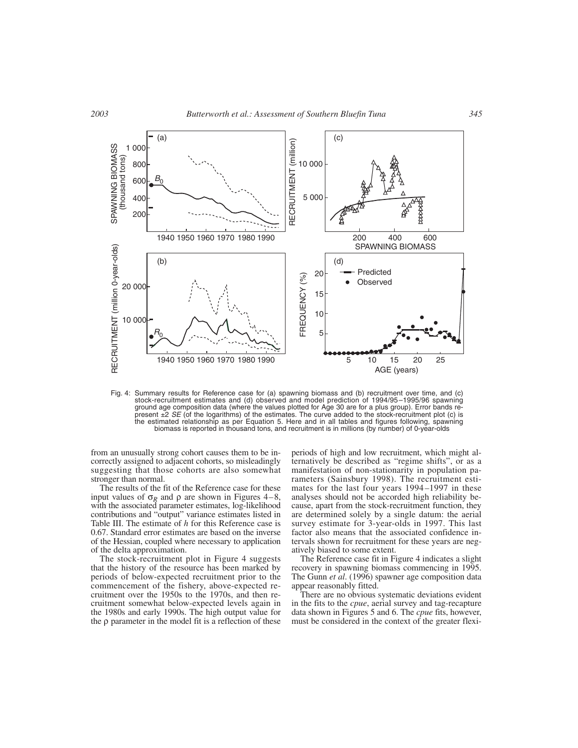Fig. 4: Summary results for Reference case for (a) spawning biomass and (b) recruitment over time, and (c) stock-recruitment estimates and (d) observed and model prediction of 1994/95–1995/96 spawning ground age composition data (where the values plotted for Age 30 are for a plus group). Error bands represent ±2 *SE* (of the logarithms) of the estimates. The curve added to the stock-recruitment plot (c) is the estimated relationship as per Equation 5. Here and in all tables and figures following, spawning biomass is reported in thousand tons, and recruitment is in millions (by number) of 0-year-olds

from an unusually strong cohort causes them to be incorrectly assigned to adjacent cohorts, so misleadingly suggesting that those cohorts are also somewhat stronger than normal.

The results of the fit of the Reference case for these input values of $\sigma_R$ and $\rho$ are shown in Figures 4–8, with the associated parameter estimates, log-likelihood contributions and "output" variance estimates listed in Table III. The estimate of $h$ for this Reference case is 0.67. Standard error estimates are based on the inverse of the Hessian, coupled where necessary to application of the delta approximation.

The stock-recruitment plot in Figure 4 suggests that the history of the resource has been marked by periods of below-expected recruitment prior to the commencement of the fishery, above-expected recruitment over the 1950s to the 1970s, and then recruitment somewhat below-expected levels again in the 1980s and early 1990s. The high output value for the $\rho$ parameter in the model fit is a reflection of these periods of high and low recruitment, which might alternatively be described as "regime shifts", or as a manifestation of non-stationarity in population parameters (Sainsbury 1998). The recruitment estimates for the last four years 1994–1997 in these analyses should not be accorded high reliability because, apart from the stock-recruitment function, they are determined solely by a single datum: the aerial survey estimate for 3-year-olds in 1997. This last factor also means that the associated confidence intervals shown for recruitment for these years are negatively biased to some extent.

The Reference case fit in Figure 4 indicates a slight recovery in spawning biomass commencing in 1995. The Gunn *et al*. (1996) spawner age composition data appear reasonably fitted.

There are no obvious systematic deviations evident in the fits to the *cpue*, aerial survey and tag-recapture data shown in Figures 5 and 6. The *cpue* fits, however, must be considered in the context of the greater flexi-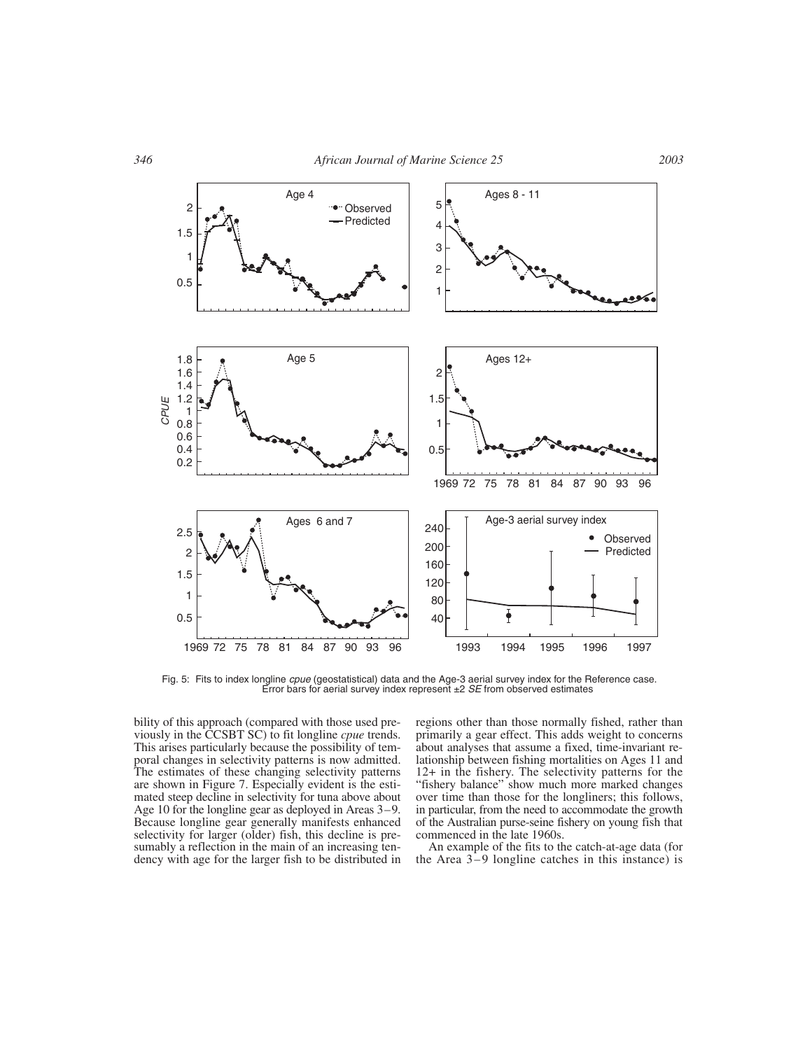Fig. 5: Fits to index longline *cpue* (geostatistical) data and the Age-3 aerial survey index for the Reference case. Error bars for aerial survey index represent ±2 *SE* from observed estimates

bility of this approach (compared with those used previously in the CCSBT SC) to fit longline *cpue* trends. This arises particularly because the possibility of temporal changes in selectivity patterns is now admitted. The estimates of these changing selectivity patterns are shown in Figure 7. Especially evident is the estimated steep decline in selectivity for tuna above about Age 10 for the longline gear as deployed in Areas 3–9. Because longline gear generally manifests enhanced selectivity for larger (older) fish, this decline is presumably a reflection in the main of an increasing tendency with age for the larger fish to be distributed in regions other than those normally fished, rather than primarily a gear effect. This adds weight to concerns about analyses that assume a fixed, time-invariant relationship between fishing mortalities on Ages 11 and 12+ in the fishery. The selectivity patterns for the "fishery balance" show much more marked changes over time than those for the longliners; this follows, in particular, from the need to accommodate the growth of the Australian purse-seine fishery on young fish that commenced in the late 1960s.

An example of the fits to the catch-at-age data (for the Area 3–9 longline catches in this instance) is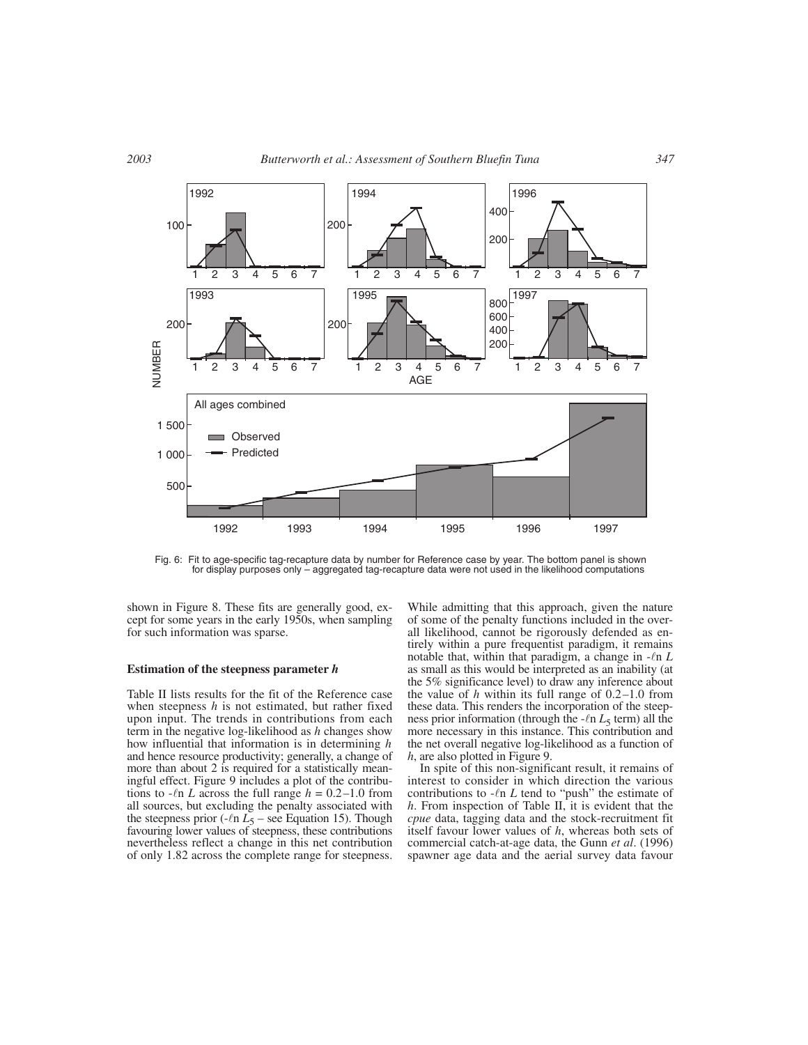Fig. 6: Fit to age-specific tag-recapture data by number for Reference case by year. The bottom panel is shown for display purposes only – aggregated tag-recapture data were not used in the likelihood computations

shown in Figure 8. These fits are generally good, except for some years in the early 1950s, when sampling for such information was sparse.

### Estimation of the steepness parameter *h*

Table II lists results for the fit of the Reference case when steepness $h$ is not estimated, but rather fixed upon input. The trends in contributions from each term in the negative log-likelihood as $h$ changes show how influential that information is in determining $h$ and hence resource productivity; generally, a change of more than about 2 is required for a statistically meaningful effect. Figure 9 includes a plot of the contributions to $-\ell n\, L$ across the full range $h = 0.2$–$1.0$ from all sources, but excluding the penalty associated with the steepness prior ($-\ell n\, L_5$ – see Equation 15). Though favouring lower values of steepness, these contributions nevertheless reflect a change in this net contribution of only 1.82 across the complete range for steepness. While admitting that this approach, given the nature of some of the penalty functions included in the overall likelihood, cannot be rigorously defended as entirely within a pure frequentist paradigm, it remains notable that, within that paradigm, a change in $-\ell n\, L$ as small as this would be interpreted as an inability (at the 5% significance level) to draw any inference about the value of $h$ within its full range of 0.2–1.0 from these data. This renders the incorporation of the steepness prior information (through the $-\ell n\, L_5$ term) all the more necessary in this instance. This contribution and the net overall negative log-likelihood as a function of $h$, are also plotted in Figure 9.

In spite of this non-significant result, it remains of interest to consider in which direction the various contributions to $-\ell n\, L$ tend to "push" the estimate of $h$. From inspection of Table II, it is evident that the *cpue* data, tagging data and the stock-recruitment fit itself favour lower values of $h$, whereas both sets of commercial catch-at-age data, the Gunn *et al*. (1996) spawner age data and the aerial survey data favour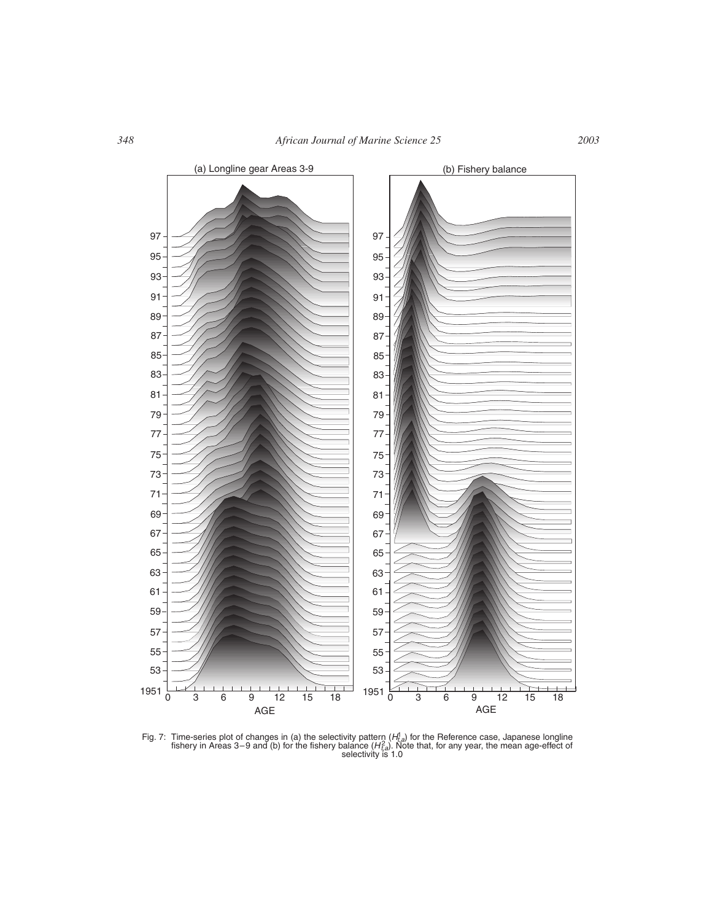Fig. 7: Time-series plot of changes in (a) the selectivity pattern ($H^1_{t,a}$) for the Reference case, Japanese longline fishery in Areas 3–9 and (b) for the fishery balance ($H^2_{t,a}$). Note that, for any year, the mean age-effect of selectivity is 1.0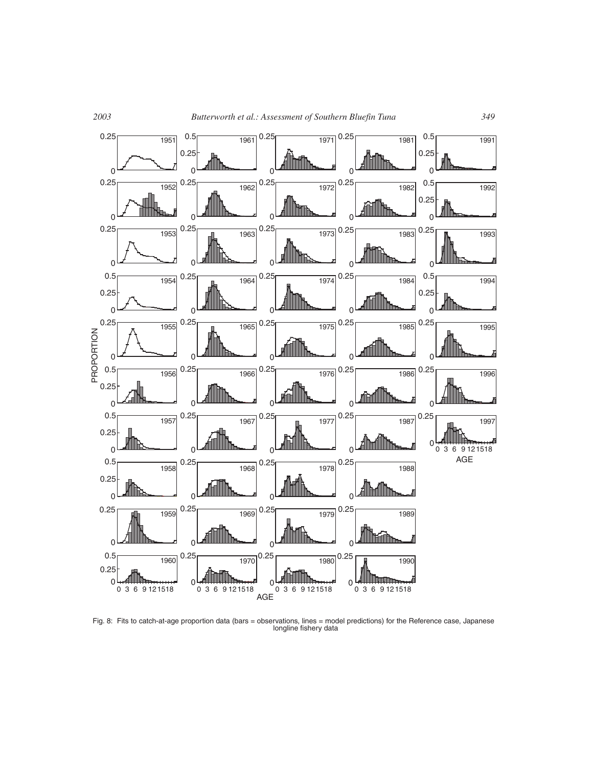Fig. 8: Fits to catch-at-age proportion data (bars = observations, lines = model predictions) for the Reference case, Japanese longline fishery data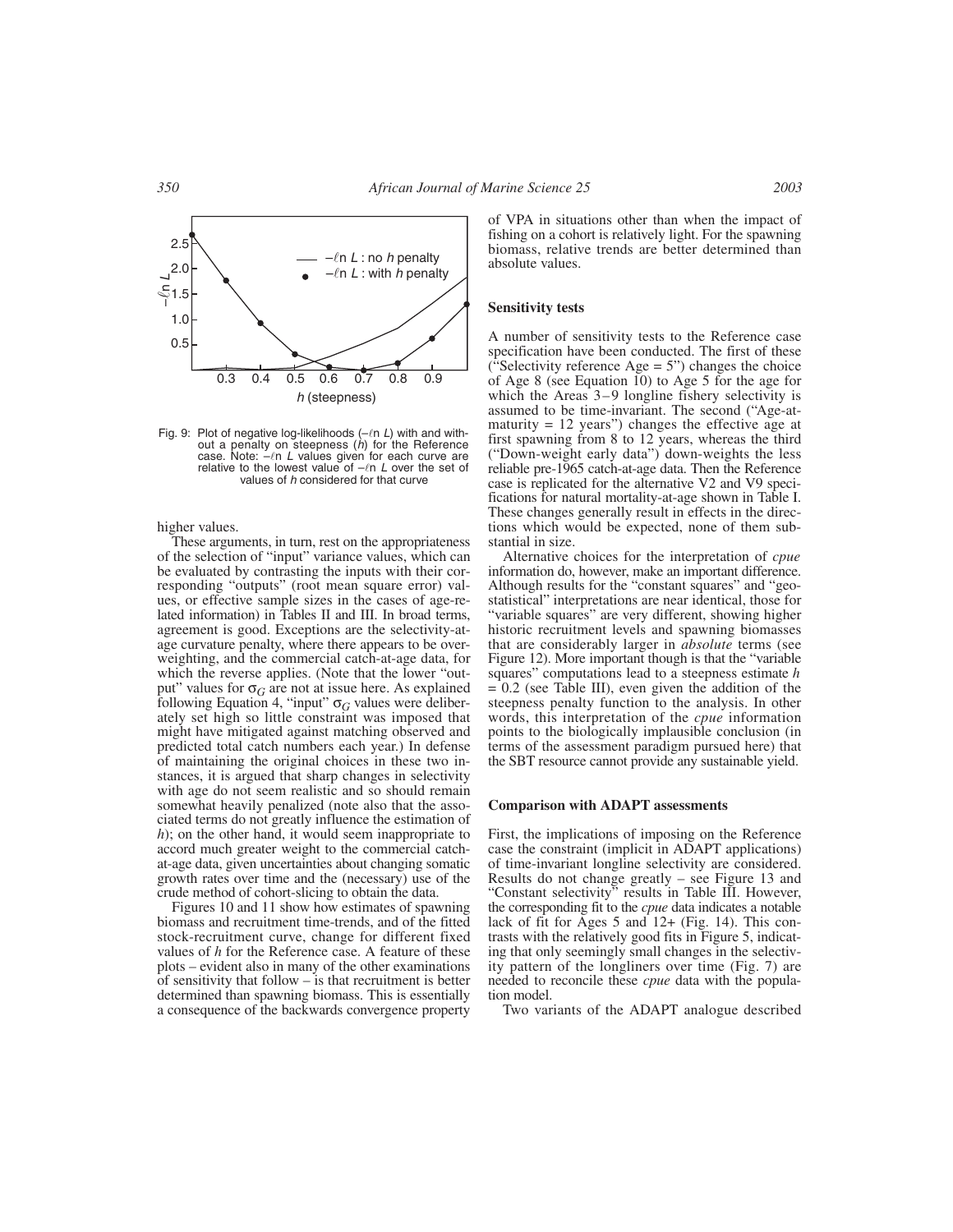Fig. 9: Plot of negative log-likelihoods ($-\ell n\ L$) with and without a penalty on steepness ($h$) for the Reference case. Note: $-\ell n\ L$ values given for each curve are relative to the lowest value of $-\ell n\ L$ over the set of values of $h$ considered for that curve

higher values.

These arguments, in turn, rest on the appropriateness of the selection of "input" variance values, which can be evaluated by contrasting the inputs with their corresponding "outputs" (root mean square error) values, or effective sample sizes in the cases of age-related information) in Tables II and III. In broad terms, agreement is good. Exceptions are the selectivity-at-age curvature penalty, where there appears to be overweighting, and the commercial catch-at-age data, for which the reverse applies. (Note that the lower "output" values for $\sigma_G$ are not at issue here. As explained following Equation 4, "input" $\sigma_G$ values were deliberately set high so little constraint was imposed that might have mitigated against matching observed and predicted total catch numbers each year.) In defense of maintaining the original choices in these two instances, it is argued that sharp changes in selectivity with age do not seem realistic and so should remain somewhat heavily penalized (note also that the associated terms do not greatly influence the estimation of $h$); on the other hand, it would seem inappropriate to accord much greater weight to the commercial catch-at-age data, given uncertainties about changing somatic growth rates over time and the (necessary) use of the crude method of cohort-slicing to obtain the data.

Figures 10 and 11 show how estimates of spawning biomass and recruitment time-trends, and of the fitted stock-recruitment curve, change for different fixed values of $h$ for the Reference case. A feature of these plots – evident also in many of the other examinations of sensitivity that follow – is that recruitment is better determined than spawning biomass. This is essentially a consequence of the backwards convergence property of VPA in situations other than when the impact of fishing on a cohort is relatively light. For the spawning biomass, relative trends are better determined than absolute values.

### Sensitivity tests

A number of sensitivity tests to the Reference case specification have been conducted. The first of these ("Selectivity reference Age = 5") changes the choice of Age 8 (see Equation 10) to Age 5 for the age for which the Areas 3–9 longline fishery selectivity is assumed to be time-invariant. The second ("Age-at-maturity = 12 years") changes the effective age at first spawning from 8 to 12 years, whereas the third ("Down-weight early data") down-weights the less reliable pre-1965 catch-at-age data. Then the Reference case is replicated for the alternative V2 and V9 specifications for natural mortality-at-age shown in Table I. These changes generally result in effects in the directions which would be expected, none of them substantial in size.

Alternative choices for the interpretation of *cpue* information do, however, make an important difference. Although results for the "constant squares" and "geostatistical" interpretations are near identical, those for "variable squares" are very different, showing higher historic recruitment levels and spawning biomasses that are considerably larger in *absolute* terms (see Figure 12). More important though is that the "variable squares" computations lead to a steepness estimate $h = 0.2$ (see Table III), even given the addition of the steepness penalty function to the analysis. In other words, this interpretation of the *cpue* information points to the biologically implausible conclusion (in terms of the assessment paradigm pursued here) that the SBT resource cannot provide any sustainable yield.

### Comparison with ADAPT assessments

First, the implications of imposing on the Reference case the constraint (implicit in ADAPT applications) of time-invariant longline selectivity are considered. Results do not change greatly – see Figure 13 and "Constant selectivity" results in Table III. However, the corresponding fit to the *cpue* data indicates a notable lack of fit for Ages 5 and 12+ (Fig. 14). This contrasts with the relatively good fits in Figure 5, indicating that only seemingly small changes in the selectivity pattern of the longliners over time (Fig. 7) are needed to reconcile these *cpue* data with the population model.

Two variants of the ADAPT analogue described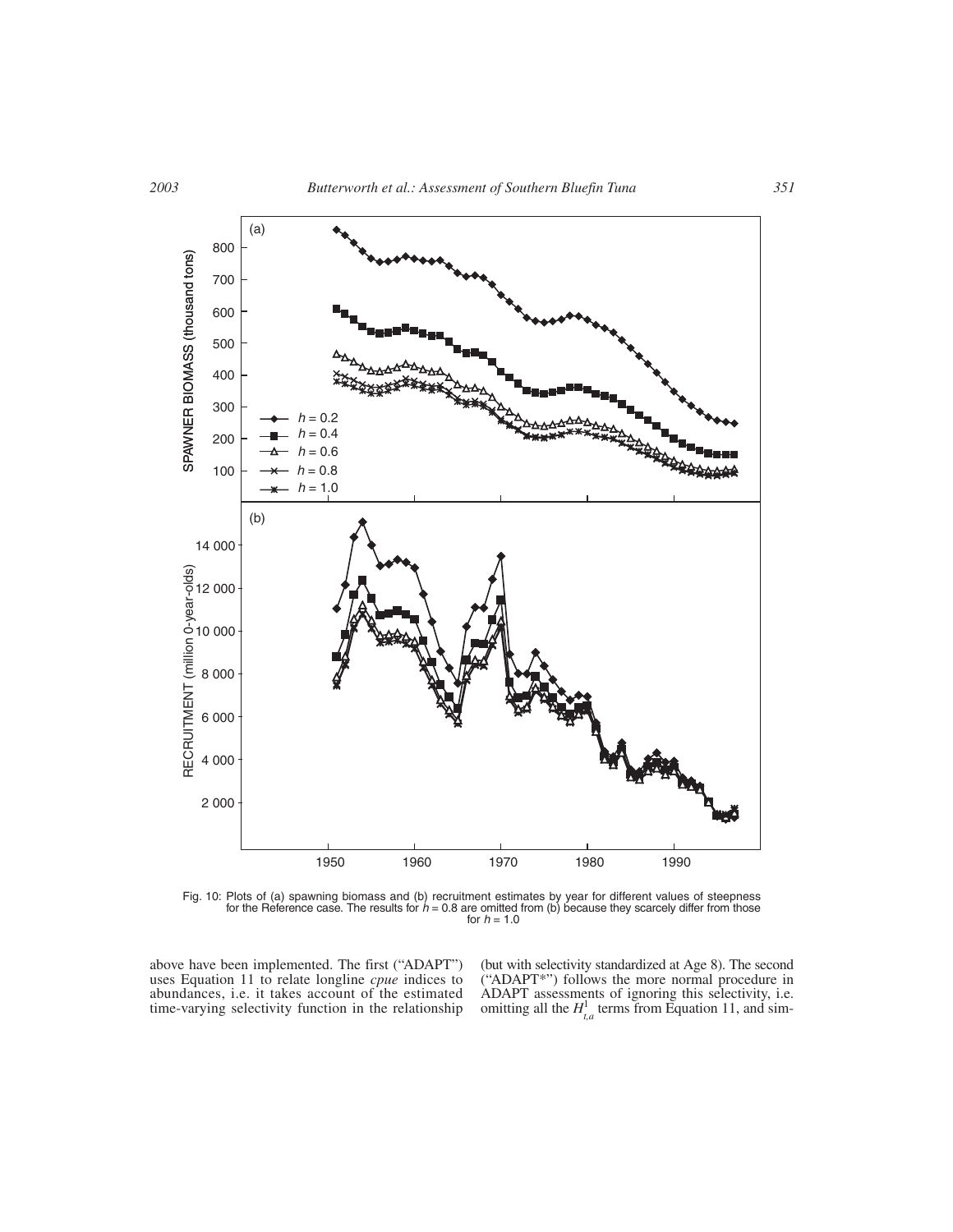Fig. 10: Plots of (a) spawning biomass and (b) recruitment estimates by year for different values of steepness for the Reference case. The results for $h = 0.8$ are omitted from (b) because they scarcely differ from those for $h = 1.0$

above have been implemented. The first ("ADAPT") uses Equation 11 to relate longline *cpue* indices to abundances, i.e. it takes account of the estimated time-varying selectivity function in the relationship (but with selectivity standardized at Age 8). The second ("ADAPT*") follows the more normal procedure in ADAPT assessments of ignoring this selectivity, i.e. omitting all the $H^{1}_{t,a}$ terms from Equation 11, and sim-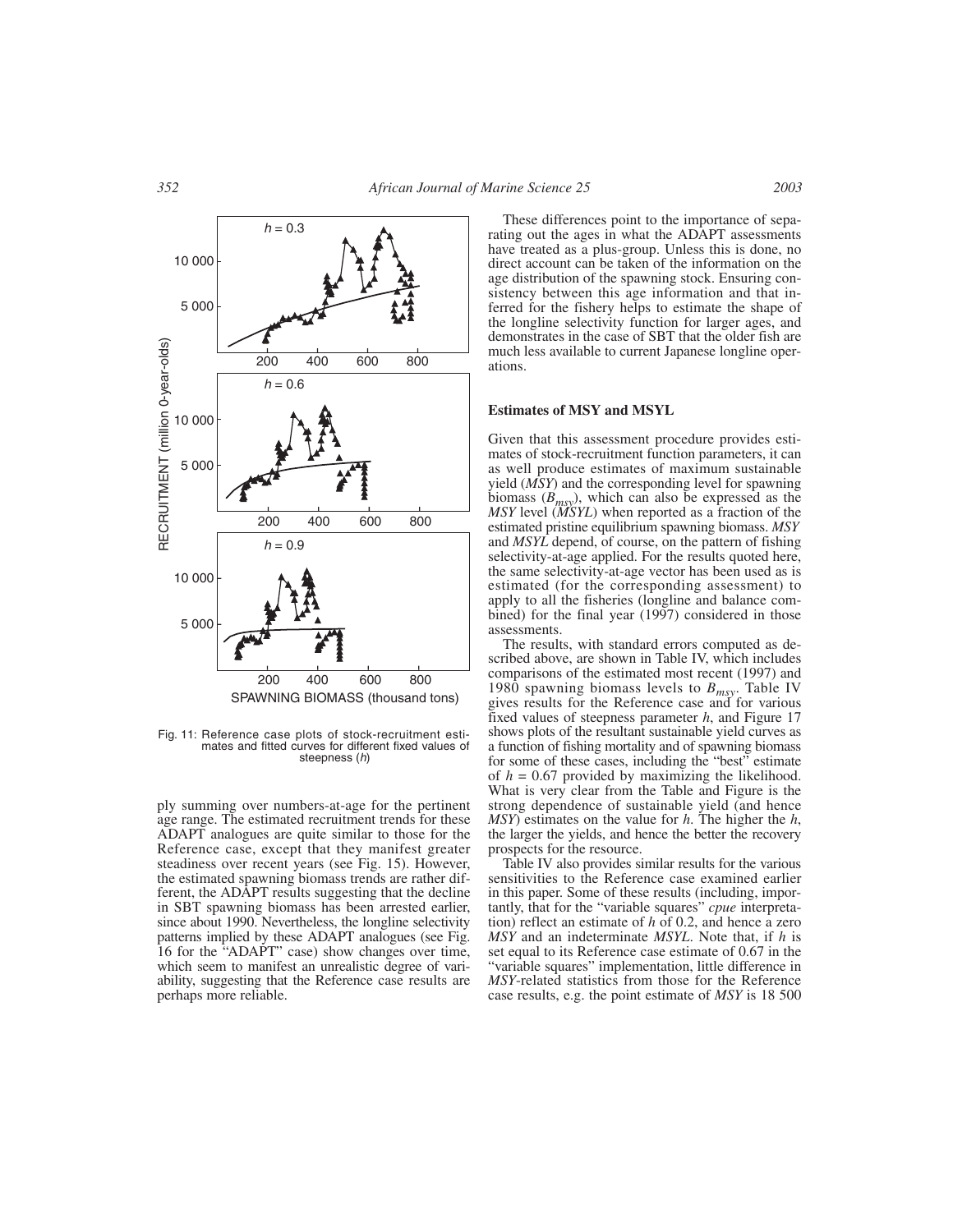Fig. 11: Reference case plots of stock-recruitment estimates and fitted curves for different fixed values of steepness ($h$)

ply summing over numbers-at-age for the pertinent age range. The estimated recruitment trends for these ADAPT analogues are quite similar to those for the Reference case, except that they manifest greater steadiness over recent years (see Fig. 15). However, the estimated spawning biomass trends are rather different, the ADAPT results suggesting that the decline in SBT spawning biomass has been arrested earlier, since about 1990. Nevertheless, the longline selectivity patterns implied by these ADAPT analogues (see Fig. 16 for the "ADAPT" case) show changes over time, which seem to manifest an unrealistic degree of variability, suggesting that the Reference case results are perhaps more reliable.

These differences point to the importance of separating out the ages in what the ADAPT assessments have treated as a plus-group. Unless this is done, no direct account can be taken of the information on the age distribution of the spawning stock. Ensuring consistency between this age information and that inferred for the fishery helps to estimate the shape of the longline selectivity function for larger ages, and demonstrates in the case of SBT that the older fish are much less available to current Japanese longline operations.

### Estimates of MSY and MSYL

Given that this assessment procedure provides estimates of stock-recruitment function parameters, it can as well produce estimates of maximum sustainable yield (*MSY*) and the corresponding level for spawning biomass ($B_{msy}$), which can also be expressed as the *MSY* level (*MSYL*) when reported as a fraction of the estimated pristine equilibrium spawning biomass. *MSY* and *MSYL* depend, of course, on the pattern of fishing selectivity-at-age applied. For the results quoted here, the same selectivity-at-age vector has been used as is estimated (for the corresponding assessment) to apply to all the fisheries (longline and balance combined) for the final year (1997) considered in those assessments.

The results, with standard errors computed as described above, are shown in Table IV, which includes comparisons of the estimated most recent (1997) and 1980 spawning biomass levels to $B_{msy}$. Table IV gives results for the Reference case and for various fixed values of steepness parameter $h$, and Figure 17 shows plots of the resultant sustainable yield curves as a function of fishing mortality and of spawning biomass for some of these cases, including the "best" estimate of $h = 0.67$ provided by maximizing the likelihood. What is very clear from the Table and Figure is the strong dependence of sustainable yield (and hence *MSY*) estimates on the value for $h$. The higher the $h$, the larger the yields, and hence the better the recovery prospects for the resource.

Table IV also provides similar results for the various sensitivities to the Reference case examined earlier in this paper. Some of these results (including, importantly, that for the "variable squares" *cpue* interpretation) reflect an estimate of $h$ of 0.2, and hence a zero *MSY* and an indeterminate *MSYL*. Note that, if $h$ is set equal to its Reference case estimate of 0.67 in the "variable squares" implementation, little difference in *MSY*-related statistics from those for the Reference case results, e.g. the point estimate of *MSY* is 18 500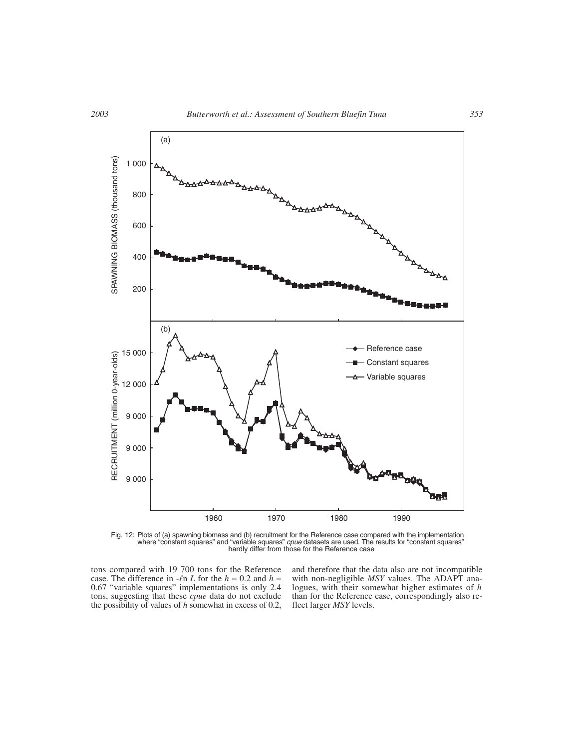Fig. 12: Plots of (a) spawning biomass and (b) recruitment for the Reference case compared with the implementation where "constant squares" and "variable squares" *cpue* datasets are used. The results for "constant squares" hardly differ from those for the Reference case

tons compared with 19 700 tons for the Reference case. The difference in $-\ell n\ L$ for the $h = 0.2$ and $h = 0.67$ "variable squares" implementations is only 2.4 tons, suggesting that these *cpue* data do not exclude the possibility of values of $h$ somewhat in excess of 0.2, and therefore that the data also are not incompatible with non-negligible *MSY* values. The ADAPT analogues, with their somewhat higher estimates of $h$ than for the Reference case, correspondingly also reflect larger *MSY* levels.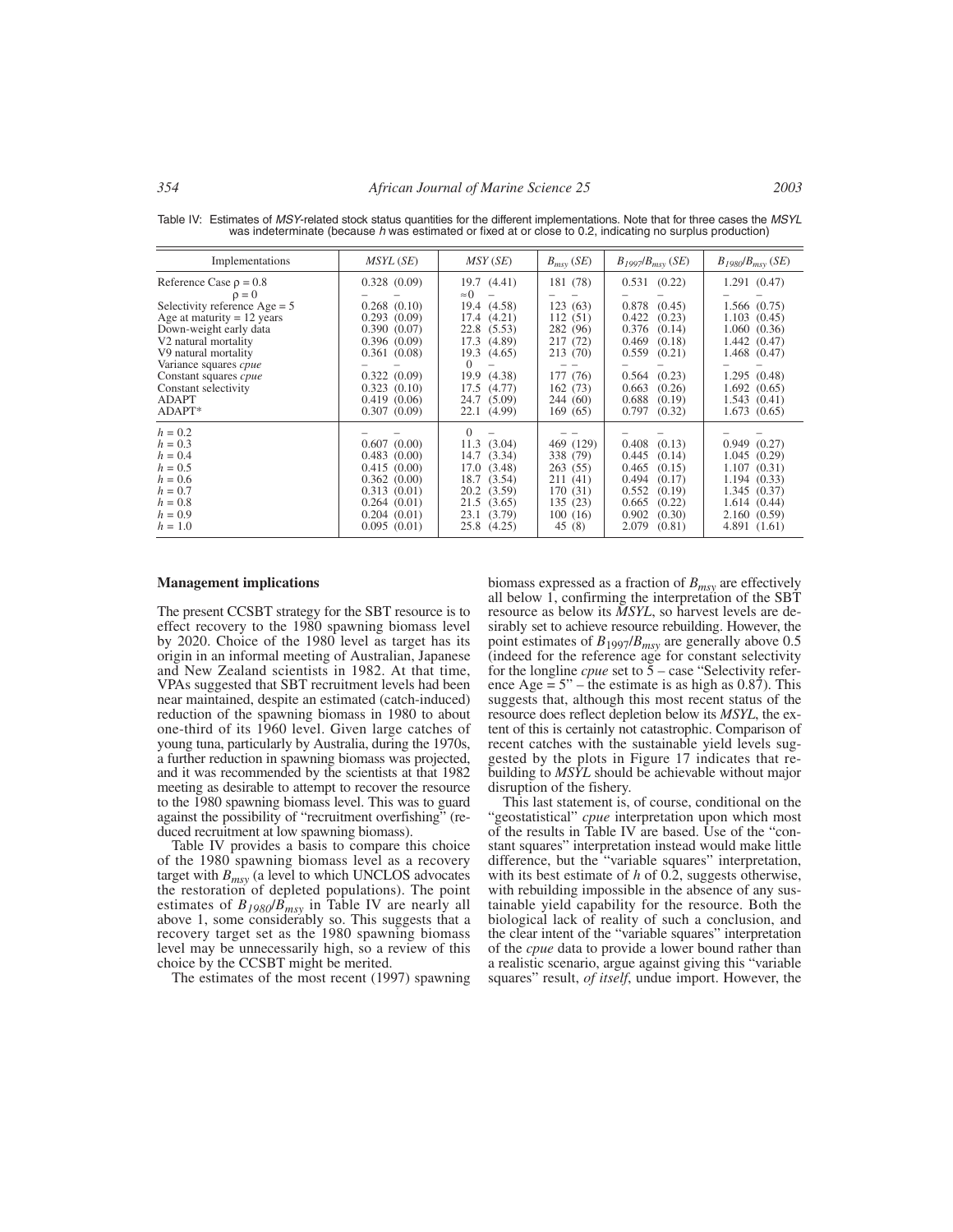Table IV: Estimates of *MSY*-related stock status quantities for the different implementations. Note that for three cases the *MSYL* was indeterminate (because *h* was estimated or fixed at or close to 0.2, indicating no surplus production)

| Implementations | *MSYL* (*SE*) | *MSY* (*SE*) | $B_{msy}$ (*SE*) | $B_{1997}/B_{msy}$ (*SE*) | $B_{1980}/B_{msy}$ (*SE*) |
|---|---|---|---|---|---|
| Reference Case $\rho = 0.8$ | 0.328 (0.09) | 19.7 (4.41) | 181 (78) | 0.531 (0.22) | 1.291 (0.47) |
| $\rho = 0$ | – – | $\approx 0$ – | – – | – – | – – |
| Selectivity reference Age = 5 | 0.268 (0.10) | 19.4 (4.58) | 123 (63) | 0.878 (0.45) | 1.566 (0.75) |
| Age at maturity = 12 years | 0.293 (0.09) | 17.4 (4.21) | 112 (51) | 0.422 (0.23) | 1.103 (0.45) |
| Down-weight early data | 0.390 (0.07) | 22.8 (5.53) | 282 (96) | 0.376 (0.14) | 1.060 (0.36) |
| V2 natural mortality | 0.396 (0.09) | 17.3 (4.89) | 217 (72) | 0.469 (0.18) | 1.442 (0.47) |
| V9 natural mortality | 0.361 (0.08) | 19.3 (4.65) | 213 (70) | 0.559 (0.21) | 1.468 (0.47) |
| Variance squares *cpue* | – – | 0 – | – – | – – | – – |
| Constant squares *cpue* | 0.322 (0.09) | 19.9 (4.38) | 177 (76) | 0.564 (0.23) | 1.295 (0.48) |
| Constant selectivity | 0.323 (0.10) | 17.5 (4.77) | 162 (73) | 0.663 (0.26) | 1.692 (0.65) |
| ADAPT | 0.419 (0.06) | 24.7 (5.09) | 244 (60) | 0.688 (0.19) | 1.543 (0.41) |
| ADAPT* | 0.307 (0.09) | 22.1 (4.99) | 169 (65) | 0.797 (0.32) | 1.673 (0.65) |
| $h = 0.2$ | – – | 0 – | – – | – – | – – |
| $h = 0.3$ | 0.607 (0.00) | 11.3 (3.04) | 469 (129) | 0.408 (0.13) | 0.949 (0.27) |
| $h = 0.4$ | 0.483 (0.00) | 14.7 (3.34) | 338 (79) | 0.445 (0.14) | 1.045 (0.29) |
| $h = 0.5$ | 0.415 (0.00) | 17.0 (3.48) | 263 (55) | 0.465 (0.15) | 1.107 (0.31) |
| $h = 0.6$ | 0.362 (0.00) | 18.7 (3.54) | 211 (41) | 0.494 (0.17) | 1.194 (0.33) |
| $h = 0.7$ | 0.313 (0.01) | 20.2 (3.59) | 170 (31) | 0.552 (0.19) | 1.345 (0.37) |
| $h = 0.8$ | 0.264 (0.01) | 21.5 (3.65) | 135 (23) | 0.665 (0.22) | 1.614 (0.44) |
| $h = 0.9$ | 0.204 (0.01) | 23.1 (3.79) | 100 (16) | 0.902 (0.30) | 2.160 (0.59) |
| $h = 1.0$ | 0.095 (0.01) | 25.8 (4.25) | 45 (8) | 2.079 (0.81) | 4.891 (1.61) |

## Management implications

The present CCSBT strategy for the SBT resource is to effect recovery to the 1980 spawning biomass level by 2020. Choice of the 1980 level as target has its origin in an informal meeting of Australian, Japanese and New Zealand scientists in 1982. At that time, VPAs suggested that SBT recruitment levels had been near maintained, despite an estimated (catch-induced) reduction of the spawning biomass in 1980 to about one-third of its 1960 level. Given large catches of young tuna, particularly by Australia, during the 1970s, a further reduction in spawning biomass was projected, and it was recommended by the scientists at that 1982 meeting as desirable to attempt to recover the resource to the 1980 spawning biomass level. This was to guard against the possibility of "recruitment overfishing" (reduced recruitment at low spawning biomass).

Table IV provides a basis to compare this choice of the 1980 spawning biomass level as a recovery target with $B_{msy}$ (a level to which UNCLOS advocates the restoration of depleted populations). The point estimates of $B_{1980}/B_{msy}$ in Table IV are nearly all above 1, some considerably so. This suggests that a recovery target set as the 1980 spawning biomass level may be unnecessarily high, so a review of this choice by the CCSBT might be merited.

The estimates of the most recent (1997) spawning biomass expressed as a fraction of $B_{msy}$ are effectively all below 1, confirming the interpretation of the SBT resource as below its *MSYL*, so harvest levels are desirably set to achieve resource rebuilding. However, the point estimates of $B_{1997}/B_{msy}$ are generally above 0.5 (indeed for the reference age for constant selectivity for the longline *cpue* set to 5 – case "Selectivity reference Age = 5" – the estimate is as high as 0.87). This suggests that, although this most recent status of the resource does reflect depletion below its *MSYL*, the extent of this is certainly not catastrophic. Comparison of recent catches with the sustainable yield levels suggested by the plots in Figure 17 indicates that rebuilding to *MSYL* should be achievable without major disruption of the fishery.

This last statement is, of course, conditional on the "geostatistical" *cpue* interpretation upon which most of the results in Table IV are based. Use of the "constant squares" interpretation instead would make little difference, but the "variable squares" interpretation, with its best estimate of *h* of 0.2, suggests otherwise, with rebuilding impossible in the absence of any sustainable yield capability for the resource. Both the biological lack of reality of such a conclusion, and the clear intent of the "variable squares" interpretation of the *cpue* data to provide a lower bound rather than a realistic scenario, argue against giving this "variable squares" result, *of itself*, undue import. However, the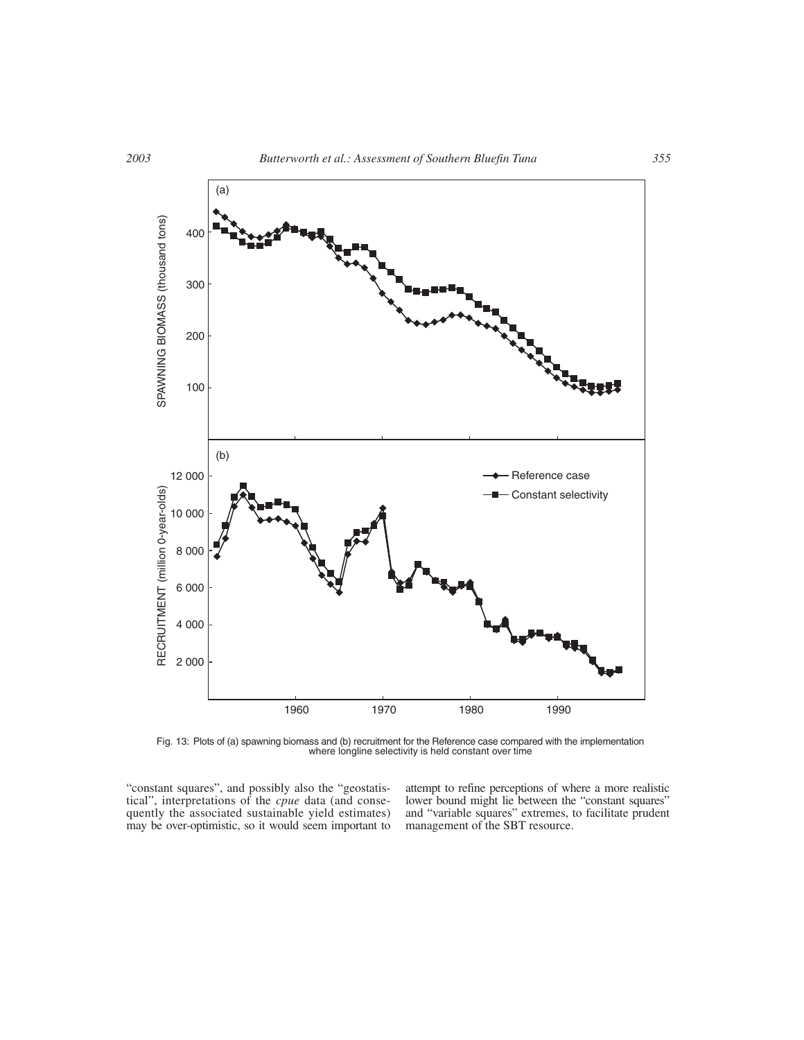Fig. 13: Plots of (a) spawning biomass and (b) recruitment for the Reference case compared with the implementation where longline selectivity is held constant over time

"constant squares", and possibly also the "geostatistical", interpretations of the *cpue* data (and consequently the associated sustainable yield estimates) may be over-optimistic, so it would seem important to attempt to refine perceptions of where a more realistic lower bound might lie between the "constant squares" and "variable squares" extremes, to facilitate prudent management of the SBT resource.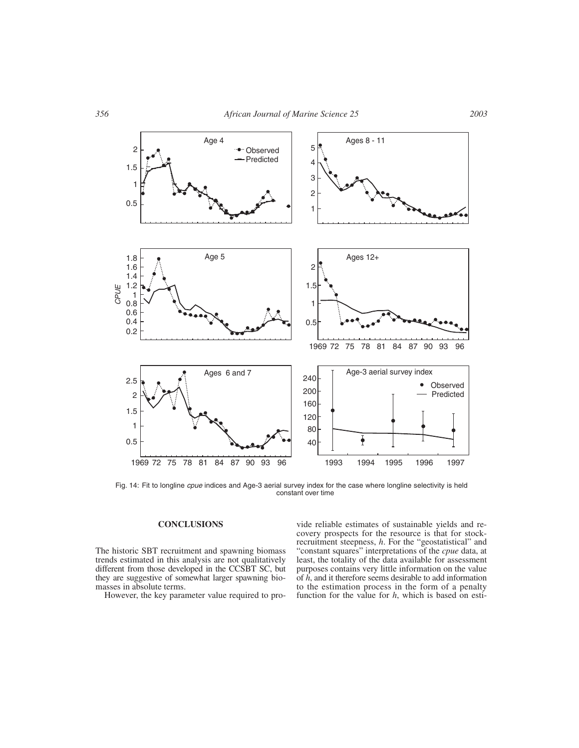Fig. 14: Fit to longline *cpue* indices and Age-3 aerial survey index for the case where longline selectivity is held constant over time

## CONCLUSIONS

The historic SBT recruitment and spawning biomass trends estimated in this analysis are not qualitatively different from those developed in the CCSBT SC, but they are suggestive of somewhat larger spawning biomasses in absolute terms.

However, the key parameter value required to provide reliable estimates of sustainable yields and recovery prospects for the resource is that for stock-recruitment steepness, $h$. For the "geostatistical" and "constant squares" interpretations of the *cpue* data, at least, the totality of the data available for assessment purposes contains very little information on the value of $h$, and it therefore seems desirable to add information to the estimation process in the form of a penalty function for the value for $h$, which is based on esti-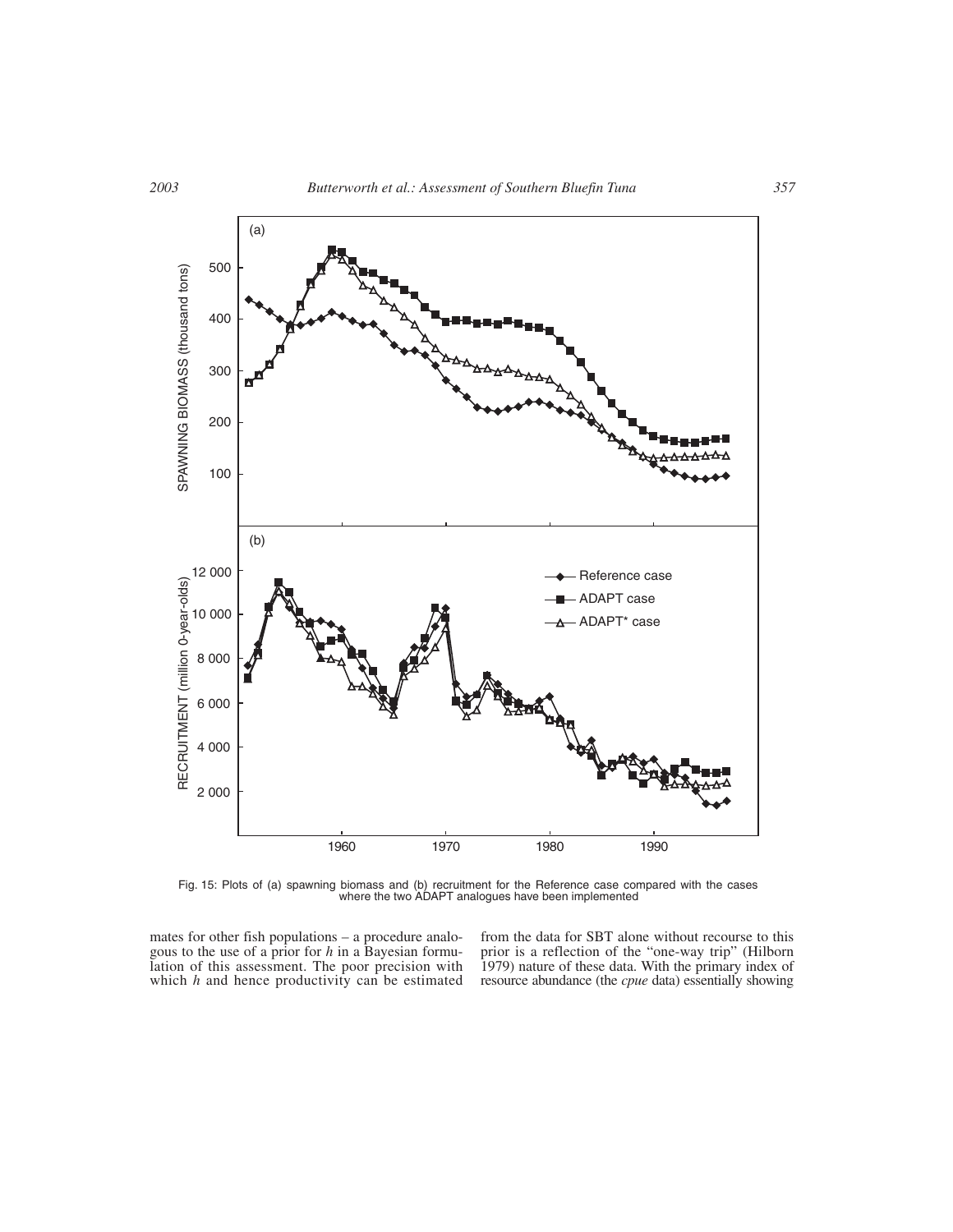Fig. 15: Plots of (a) spawning biomass and (b) recruitment for the Reference case compared with the cases where the two ADAPT analogues have been implemented

mates for other fish populations – a procedure analogous to the use of a prior for $h$ in a Bayesian formulation of this assessment. The poor precision with which $h$ and hence productivity can be estimated from the data for SBT alone without recourse to this prior is a reflection of the "one-way trip" (Hilborn 1979) nature of these data. With the primary index of resource abundance (the *cpue* data) essentially showing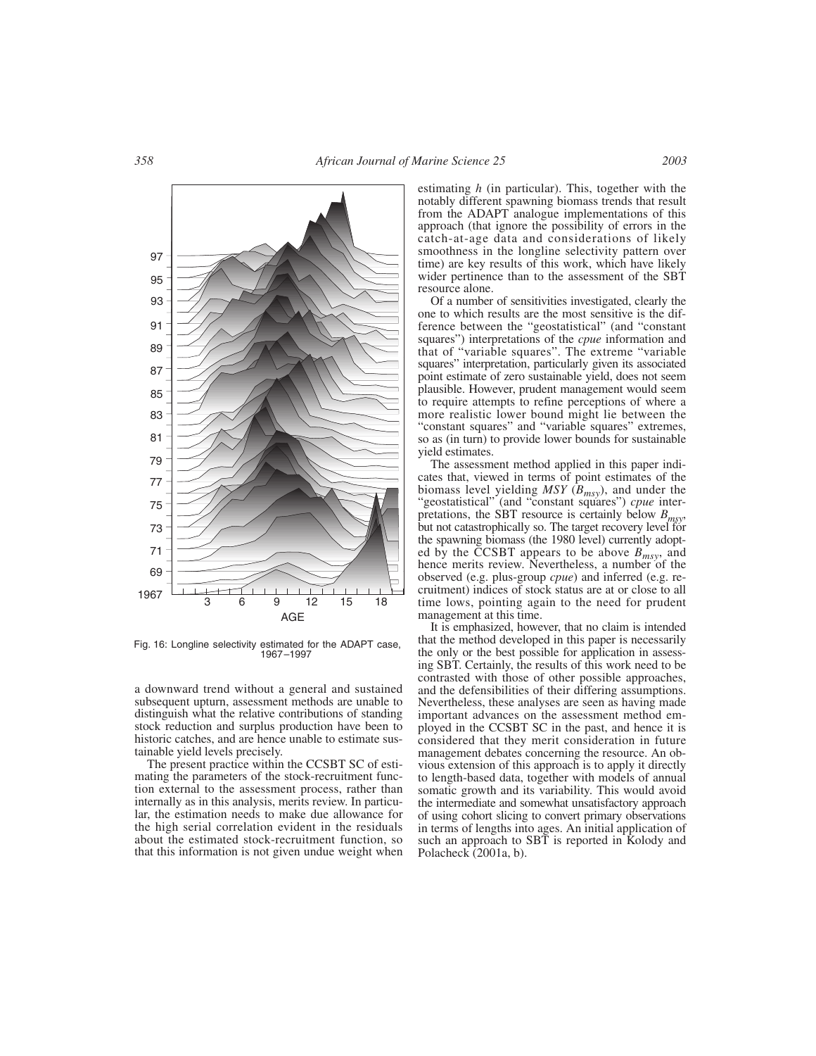Fig. 16: Longline selectivity estimated for the ADAPT case, 1967–1997

a downward trend without a general and sustained subsequent upturn, assessment methods are unable to distinguish what the relative contributions of standing stock reduction and surplus production have been to historic catches, and are hence unable to estimate sustainable yield levels precisely.

The present practice within the CCSBT SC of estimating the parameters of the stock-recruitment function external to the assessment process, rather than internally as in this analysis, merits review. In particular, the estimation needs to make due allowance for the high serial correlation evident in the residuals about the estimated stock-recruitment function, so that this information is not given undue weight when estimating $h$ (in particular). This, together with the notably different spawning biomass trends that result from the ADAPT analogue implementations of this approach (that ignore the possibility of errors in the catch-at-age data and considerations of likely smoothness in the longline selectivity pattern over time) are key results of this work, which have likely wider pertinence than to the assessment of the SBT resource alone.

Of a number of sensitivities investigated, clearly the one to which results are the most sensitive is the difference between the "geostatistical" (and "constant squares") interpretations of the *cpue* information and that of "variable squares". The extreme "variable squares" interpretation, particularly given its associated point estimate of zero sustainable yield, does not seem plausible. However, prudent management would seem to require attempts to refine perceptions of where a more realistic lower bound might lie between the "constant squares" and "variable squares" extremes, so as (in turn) to provide lower bounds for sustainable yield estimates.

The assessment method applied in this paper indicates that, viewed in terms of point estimates of the biomass level yielding *MSY* ($B_{msy}$), and under the "geostatistical" (and "constant squares") *cpue* interpretations, the SBT resource is certainly below $B_{msy}$, but not catastrophically so. The target recovery level for the spawning biomass (the 1980 level) currently adopted by the CCSBT appears to be above $B_{msy}$, and hence merits review. Nevertheless, a number of the observed (e.g. plus-group *cpue*) and inferred (e.g. recruitment) indices of stock status are at or close to all time lows, pointing again to the need for prudent management at this time.

It is emphasized, however, that no claim is intended that the method developed in this paper is necessarily the only or the best possible for application in assessing SBT. Certainly, the results of this work need to be contrasted with those of other possible approaches, and the defensibilities of their differing assumptions. Nevertheless, these analyses are seen as having made important advances on the assessment method employed in the CCSBT SC in the past, and hence it is considered that they merit consideration in future management debates concerning the resource. An obvious extension of this approach is to apply it directly to length-based data, together with models of annual somatic growth and its variability. This would avoid the intermediate and somewhat unsatisfactory approach of using cohort slicing to convert primary observations in terms of lengths into ages. An initial application of such an approach to SBT is reported in Kolody and Polacheck (2001a, b).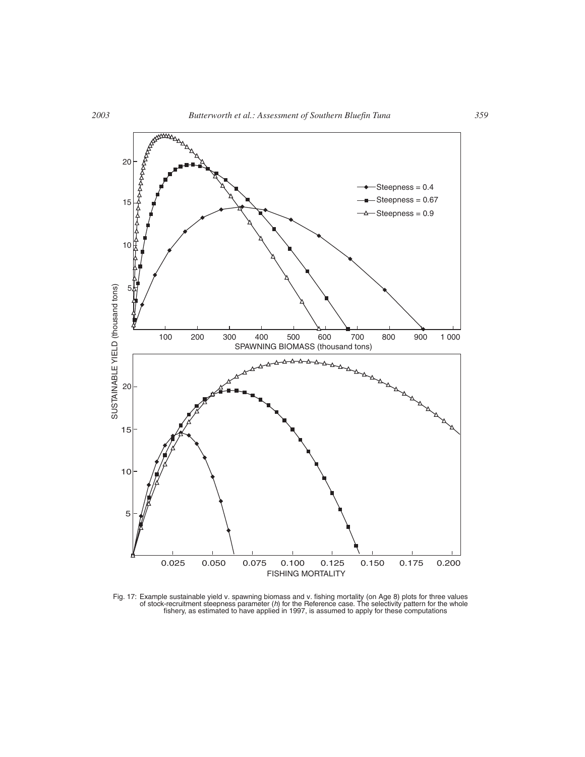Fig. 17: Example sustainable yield v. spawning biomass and v. fishing mortality (on Age 8) plots for three values of stock-recruitment steepness parameter (*h*) for the Reference case. The selectivity pattern for the whole fishery, as estimated to have applied in 1997, is assumed to apply for these computations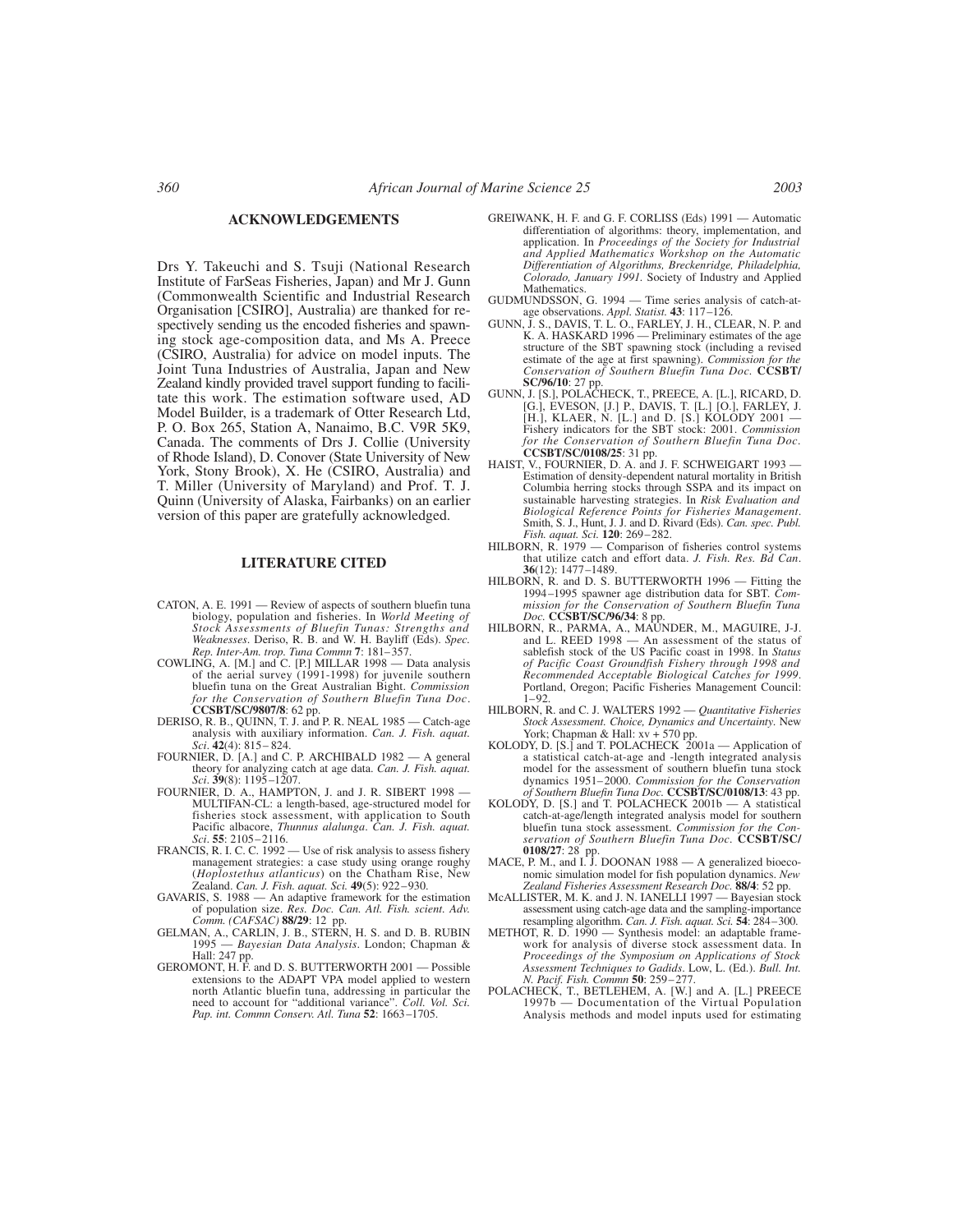## ACKNOWLEDGEMENTS

Drs Y. Takeuchi and S. Tsuji (National Research Institute of FarSeas Fisheries, Japan) and Mr J. Gunn (Commonwealth Scientific and Industrial Research Organisation [CSIRO], Australia) are thanked for respectively sending us the encoded fisheries and spawning stock age-composition data, and Ms A. Preece (CSIRO, Australia) for advice on model inputs. The Joint Tuna Industries of Australia, Japan and New Zealand kindly provided travel support funding to facilitate this work. The estimation software used, AD Model Builder, is a trademark of Otter Research Ltd, P. O. Box 265, Station A, Nanaimo, B.C. V9R 5K9, Canada. The comments of Drs J. Collie (University of Rhode Island), D. Conover (State University of New York, Stony Brook), X. He (CSIRO, Australia) and T. Miller (University of Maryland) and Prof. T. J. Quinn (University of Alaska, Fairbanks) on an earlier version of this paper are gratefully acknowledged.

## LITERATURE CITED

CATON, A. E. 1991 — Review of aspects of southern bluefin tuna biology, population and fisheries. In *World Meeting of Stock Assessments of Bluefin Tunas: Strengths and Weaknesses*. Deriso, R. B. and W. H. Bayliff (Eds). *Spec. Rep. Inter-Am. trop. Tuna Commn* **7**: 181–357.

COWLING, A. [M.] and C. [P.] MILLAR 1998 — Data analysis of the aerial survey (1991-1998) for juvenile southern bluefin tuna on the Great Australian Bight. *Commission for the Conservation of Southern Bluefin Tuna Doc*. **CCSBT/SC/9807/8**: 62 pp.

DERISO, R. B., QUINN, T. J. and P. R. NEAL 1985 — Catch-age analysis with auxiliary information. *Can. J. Fish. aquat. Sci*. **42**(4): 815–824.

FOURNIER, D. [A.] and C. P. ARCHIBALD 1982 — A general theory for analyzing catch at age data. *Can. J. Fish. aquat. Sci*. **39**(8): 1195–1207.

FOURNIER, D. A., HAMPTON, J. and J. R. SIBERT 1998 — MULTIFAN-CL: a length-based, age-structured model for fisheries stock assessment, with application to South Pacific albacore, *Thunnus alalunga*. *Can. J. Fish. aquat. Sci*. **55**: 2105–2116.

FRANCIS, R. I. C. C. 1992 — Use of risk analysis to assess fishery management strategies: a case study using orange roughy (*Hoplostethus atlanticus*) on the Chatham Rise, New Zealand. *Can. J. Fish. aquat. Sci.* **49**(5): 922–930.

GAVARIS, S. 1988 — An adaptive framework for the estimation of population size. *Res. Doc. Can. Atl. Fish. scient. Adv. Comm. (CAFSAC)* **88/29**: 12 pp.

GELMAN, A., CARLIN, J. B., STERN, H. S. and D. B. RUBIN 1995 — *Bayesian Data Analysis*. London; Chapman & Hall: 247 pp.

GEROMONT, H. F. and D. S. BUTTERWORTH 2001 — Possible extensions to the ADAPT VPA model applied to western north Atlantic bluefin tuna, addressing in particular the need to account for "additional variance". *Coll. Vol. Sci. Pap. int. Commn Conserv. Atl. Tuna* **52**: 1663–1705.

GREIWANK, H. F. and G. F. CORLISS (Eds) 1991 — Automatic differentiation of algorithms: theory, implementation, and application. In *Proceedings of the Society for Industrial and Applied Mathematics Workshop on the Automatic Differentiation of Algorithms, Breckenridge, Philadelphia, Colorado, January 1991*. Society of Industry and Applied Mathematics.

GUDMUNDSSON, G. 1994 — Time series analysis of catch-at-age observations. *Appl. Statist.* **43**: 117–126.

GUNN, J. S., DAVIS, T. L. O., FARLEY, J. H., CLEAR, N. P. and K. A. HASKARD 1996 — Preliminary estimates of the age structure of the SBT spawning stock (including a revised estimate of the age at first spawning). *Commission for the Conservation of Southern Bluefin Tuna Doc.* **CCSBT/SC/96/10**: 27 pp.

GUNN, J. [S.], POLACHECK, T., PREECE, A. [L.], RICARD, D. [G.], EVESON, [J.] P., DAVIS, T. [L.] [O.], FARLEY, J. [H.], KLAER, N. [L.] and D. [S.] KOLODY 2001 — Fishery indicators for the SBT stock: 2001. *Commission for the Conservation of Southern Bluefin Tuna Doc*. **CCSBT/SC/0108/25**: 31 pp.

HAIST, V., FOURNIER, D. A. and J. F. SCHWEIGART 1993 — Estimation of density-dependent natural mortality in British Columbia herring stocks through SSPA and its impact on sustainable harvesting strategies. In *Risk Evaluation and Biological Reference Points for Fisheries Management*. Smith, S. J., Hunt, J. J. and D. Rivard (Eds). *Can. spec. Publ. Fish. aquat. Sci.* **120**: 269–282.

HILBORN, R. 1979 — Comparison of fisheries control systems that utilize catch and effort data. *J. Fish. Res. Bd Can*. **36**(12): 1477–1489.

HILBORN, R. and D. S. BUTTERWORTH 1996 — Fitting the 1994–1995 spawner age distribution data for SBT. *Commission for the Conservation of Southern Bluefin Tuna Doc.* **CCSBT/SC/96/34**: 8 pp.

HILBORN, R., PARMA, A., MAUNDER, M., MAGUIRE, J-J. and L. REED 1998 — An assessment of the status of sablefish stock of the US Pacific coast in 1998. In *Status of Pacific Coast Groundfish Fishery through 1998 and Recommended Acceptable Biological Catches for 1999*. Portland, Oregon; Pacific Fisheries Management Council: 1–92.

HILBORN, R. and C. J. WALTERS 1992 — *Quantitative Fisheries Stock Assessment. Choice, Dynamics and Uncertainty*. New York; Chapman & Hall: xv + 570 pp.

KOLODY, D. [S.] and T. POLACHECK 2001a — Application of a statistical catch-at-age and -length integrated analysis model for the assessment of southern bluefin tuna stock dynamics 1951–2000. *Commission for the Conservation of Southern Bluefin Tuna Doc.* **CCSBT/SC/0108/13**: 43 pp.

KOLODY, D. [S.] and T. POLACHECK 2001b — A statistical catch-at-age/length integrated analysis model for southern bluefin tuna stock assessment. *Commission for the Conservation of Southern Bluefin Tuna Doc*. **CCSBT/SC/0108/27**: 28 pp.

MACE, P. M., and I. J. DOONAN 1988 — A generalized bioeconomic simulation model for fish population dynamics. *New Zealand Fisheries Assessment Research Doc.* **88/4**: 52 pp.

McALLISTER, M. K. and J. N. IANELLI 1997 — Bayesian stock assessment using catch-age data and the sampling-importance resampling algorithm. *Can. J. Fish. aquat. Sci.* **54**: 284–300.

METHOT, R. D. 1990 — Synthesis model: an adaptable framework for analysis of diverse stock assessment data. In *Proceedings of the Symposium on Applications of Stock Assessment Techniques to Gadids*. Low, L. (Ed.). *Bull. Int. N. Pacif. Fish. Commn* **50**: 259–277.

POLACHECK, T., BETLEHEM, A. [W.] and A. [L.] PREECE 1997b — Documentation of the Virtual Population Analysis methods and model inputs used for estimating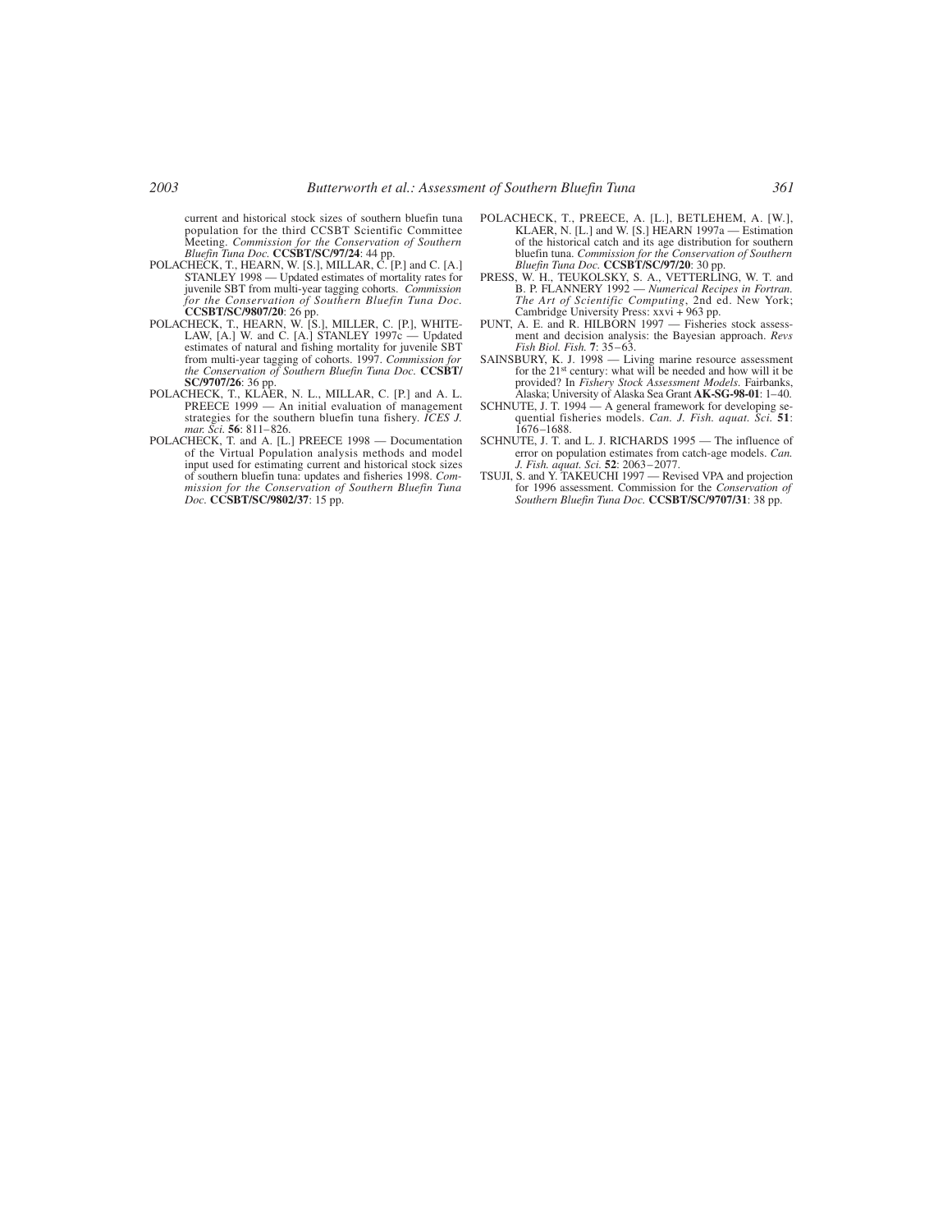current and historical stock sizes of southern bluefin tuna population for the third CCSBT Scientific Committee Meeting. *Commission for the Conservation of Southern Bluefin Tuna Doc.* **CCSBT/SC/97/24**: 44 pp.

POLACHECK, T., HEARN, W. [S.], MILLAR, C. [P.] and C. [A.] STANLEY 1998 — Updated estimates of mortality rates for juvenile SBT from multi-year tagging cohorts. *Commission for the Conservation of Southern Bluefin Tuna Doc.* **CCSBT/SC/9807/20**: 26 pp.

POLACHECK, T., HEARN, W. [S.], MILLER, C. [P.], WHITE-LAW, [A.] W. and C. [A.] STANLEY 1997c — Updated estimates of natural and fishing mortality for juvenile SBT from multi-year tagging of cohorts. 1997. *Commission for the Conservation of Southern Bluefin Tuna Doc.* **CCSBT/SC/9707/26**: 36 pp.

POLACHECK, T., KLAER, N. L., MILLAR, C. [P.] and A. L. PREECE 1999 — An initial evaluation of management strategies for the southern bluefin tuna fishery. *ICES J. mar. Sci.* **56**: 811–826.

POLACHECK, T. and A. [L.] PREECE 1998 — Documentation of the Virtual Population analysis methods and model input used for estimating current and historical stock sizes of southern bluefin tuna: updates and fisheries 1998. *Commission for the Conservation of Southern Bluefin Tuna Doc.* **CCSBT/SC/9802/37**: 15 pp.

POLACHECK, T., PREECE, A. [L.], BETLEHEM, A. [W.], KLAER, N. [L.] and W. [S.] HEARN 1997a — Estimation of the historical catch and its age distribution for southern bluefin tuna. *Commission for the Conservation of Southern Bluefin Tuna Doc.* **CCSBT/SC/97/20**: 30 pp.

PRESS, W. H., TEUKOLSKY, S. A., VETTERLING, W. T. and B. P. FLANNERY 1992 — *Numerical Recipes in Fortran. The Art of Scientific Computing*, 2nd ed. New York; Cambridge University Press: xxvi + 963 pp.

PUNT, A. E. and R. HILBORN 1997 — Fisheries stock assessment and decision analysis: the Bayesian approach. *Revs Fish Biol. Fish.* **7**: 35–63.

SAINSBURY, K. J. 1998 — Living marine resource assessment for the 21st century: what will be needed and how will it be provided? In *Fishery Stock Assessment Models.* Fairbanks, Alaska; University of Alaska Sea Grant **AK-SG-98-01**: 1–40.

SCHNUTE, J. T. 1994 — A general framework for developing sequential fisheries models. *Can. J. Fish. aquat. Sci.* **51**: 1676–1688.

SCHNUTE, J. T. and L. J. RICHARDS 1995 — The influence of error on population estimates from catch-age models. *Can. J. Fish. aquat. Sci.* **52**: 2063–2077.

TSUJI, S. and Y. TAKEUCHI 1997 — Revised VPA and projection for 1996 assessment. Commission for the *Conservation of Southern Bluefin Tuna Doc.* **CCSBT/SC/9707/31**: 38 pp.